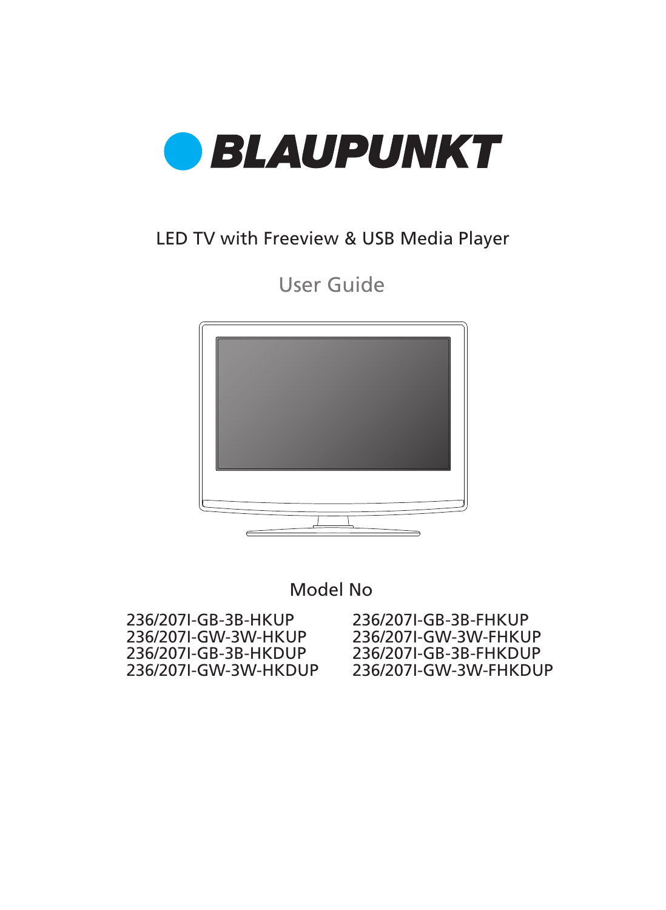# BLAUPUNKT

LED TV with Freeview & USB Media Player

## User Guide

Model No

236/207I-GB-3B-HKUP
236/207I-GW-3W-HKUP
236/207I-GB-3B-HKDUP
236/207I-GW-3W-HKDUP

236/207I-GB-3B-FHKUP
236/207I-GW-3W-FHKUP
236/207I-GB-3B-FHKDUP
236/207I-GW-3W-FHKDUP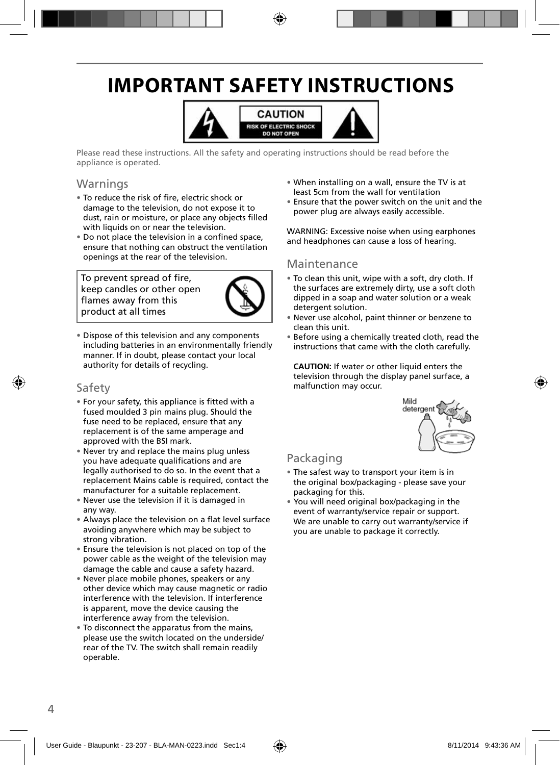# IMPORTANT SAFETY INSTRUCTIONS

CAUTION
RISK OF ELECTRIC SHOCK
DO NOT OPEN

Please read these instructions. All the safety and operating instructions should be read before the appliance is operated.

## Warnings

- To reduce the risk of fire, electric shock or damage to the television, do not expose it to dust, rain or moisture, or place any objects filled with liquids on or near the television.
- Do not place the television in a confined space, ensure that nothing can obstruct the ventilation openings at the rear of the television.

To prevent spread of fire, keep candles or other open flames away from this product at all times

- Dispose of this television and any components including batteries in an environmentally friendly manner. If in doubt, please contact your local authority for details of recycling.

## Safety

- For your safety, this appliance is fitted with a fused moulded 3 pin mains plug. Should the fuse need to be replaced, ensure that any replacement is of the same amperage and approved with the BSI mark.
- Never try and replace the mains plug unless you have adequate qualifications and are legally authorised to do so. In the event that a replacement Mains cable is required, contact the manufacturer for a suitable replacement.
- Never use the television if it is damaged in any way.
- Always place the television on a flat level surface avoiding anywhere which may be subject to strong vibration.
- Ensure the television is not placed on top of the power cable as the weight of the television may damage the cable and cause a safety hazard.
- Never place mobile phones, speakers or any other device which may cause magnetic or radio interference with the television. If interference is apparent, move the device causing the interference away from the television.
- To disconnect the apparatus from the mains, please use the switch located on the underside/ rear of the TV. The switch shall remain readily operable.
- When installing on a wall, ensure the TV is at least 5cm from the wall for ventilation
- Ensure that the power switch on the unit and the power plug are always easily accessible.

WARNING: Excessive noise when using earphones and headphones can cause a loss of hearing.

## Maintenance

- To clean this unit, wipe with a soft, dry cloth. If the surfaces are extremely dirty, use a soft cloth dipped in a soap and water solution or a weak detergent solution.
- Never use alcohol, paint thinner or benzene to clean this unit.
- Before using a chemically treated cloth, read the instructions that came with the cloth carefully.

**CAUTION:** If water or other liquid enters the television through the display panel surface, a malfunction may occur.

Mild detergent

## Packaging

- The safest way to transport your item is in the original box/packaging - please save your packaging for this.
- You will need original box/packaging in the event of warranty/service repair or support. We are unable to carry out warranty/service if you are unable to package it correctly.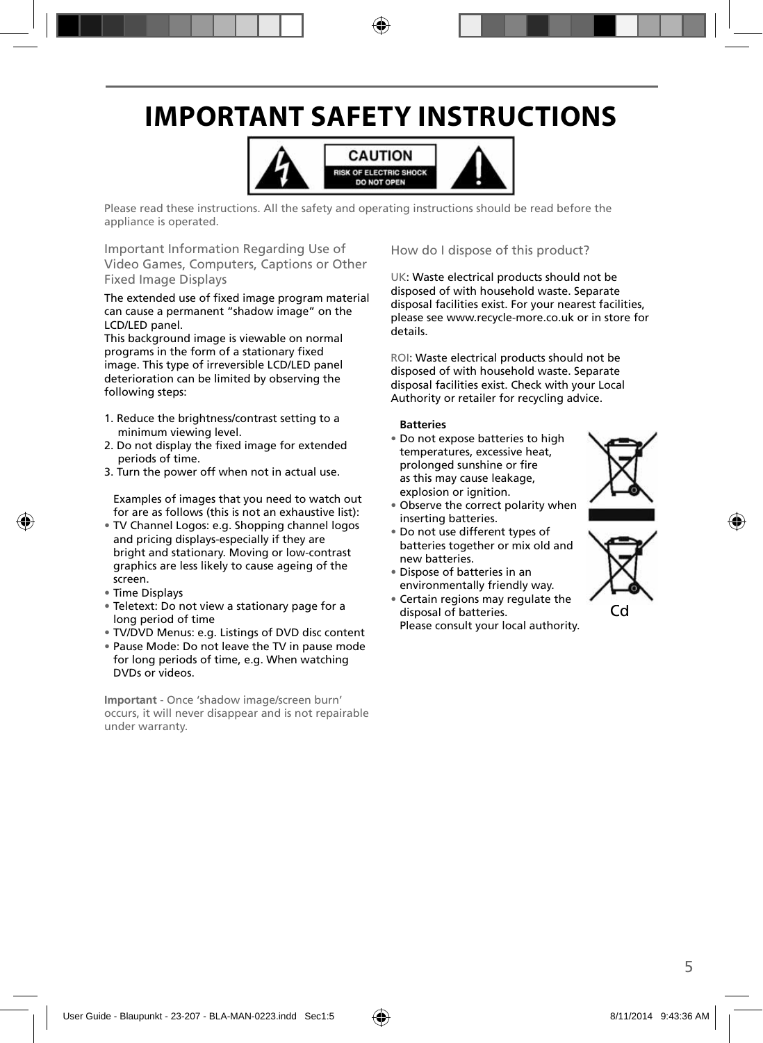# IMPORTANT SAFETY INSTRUCTIONS

**CAUTION**
RISK OF ELECTRIC SHOCK
DO NOT OPEN

Please read these instructions. All the safety and operating instructions should be read before the appliance is operated.

## Important Information Regarding Use of Video Games, Computers, Captions or Other Fixed Image Displays

The extended use of fixed image program material can cause a permanent "shadow image" on the LCD/LED panel.
This background image is viewable on normal programs in the form of a stationary fixed image. This type of irreversible LCD/LED panel deterioration can be limited by observing the following steps:

1. Reduce the brightness/contrast setting to a minimum viewing level.
2. Do not display the fixed image for extended periods of time.
3. Turn the power off when not in actual use.

Examples of images that you need to watch out for are as follows (this is not an exhaustive list):

- TV Channel Logos: e.g. Shopping channel logos and pricing displays-especially if they are bright and stationary. Moving or low-contrast graphics are less likely to cause ageing of the screen.
- Time Displays
- Teletext: Do not view a stationary page for a long period of time
- TV/DVD Menus: e.g. Listings of DVD disc content
- Pause Mode: Do not leave the TV in pause mode for long periods of time, e.g. When watching DVDs or videos.

**Important** - Once 'shadow image/screen burn' occurs, it will never disappear and is not repairable under warranty.

## How do I dispose of this product?

UK: Waste electrical products should not be disposed of with household waste. Separate disposal facilities exist. For your nearest facilities, please see www.recycle-more.co.uk or in store for details.

ROI: Waste electrical products should not be disposed of with household waste. Separate disposal facilities exist. Check with your Local Authority or retailer for recycling advice.

**Batteries**

- Do not expose batteries to high temperatures, excessive heat, prolonged sunshine or fire as this may cause leakage, explosion or ignition.
- Observe the correct polarity when inserting batteries.
- Do not use different types of batteries together or mix old and new batteries.
- Dispose of batteries in an environmentally friendly way.
- Certain regions may regulate the disposal of batteries. Please consult your local authority.

Cd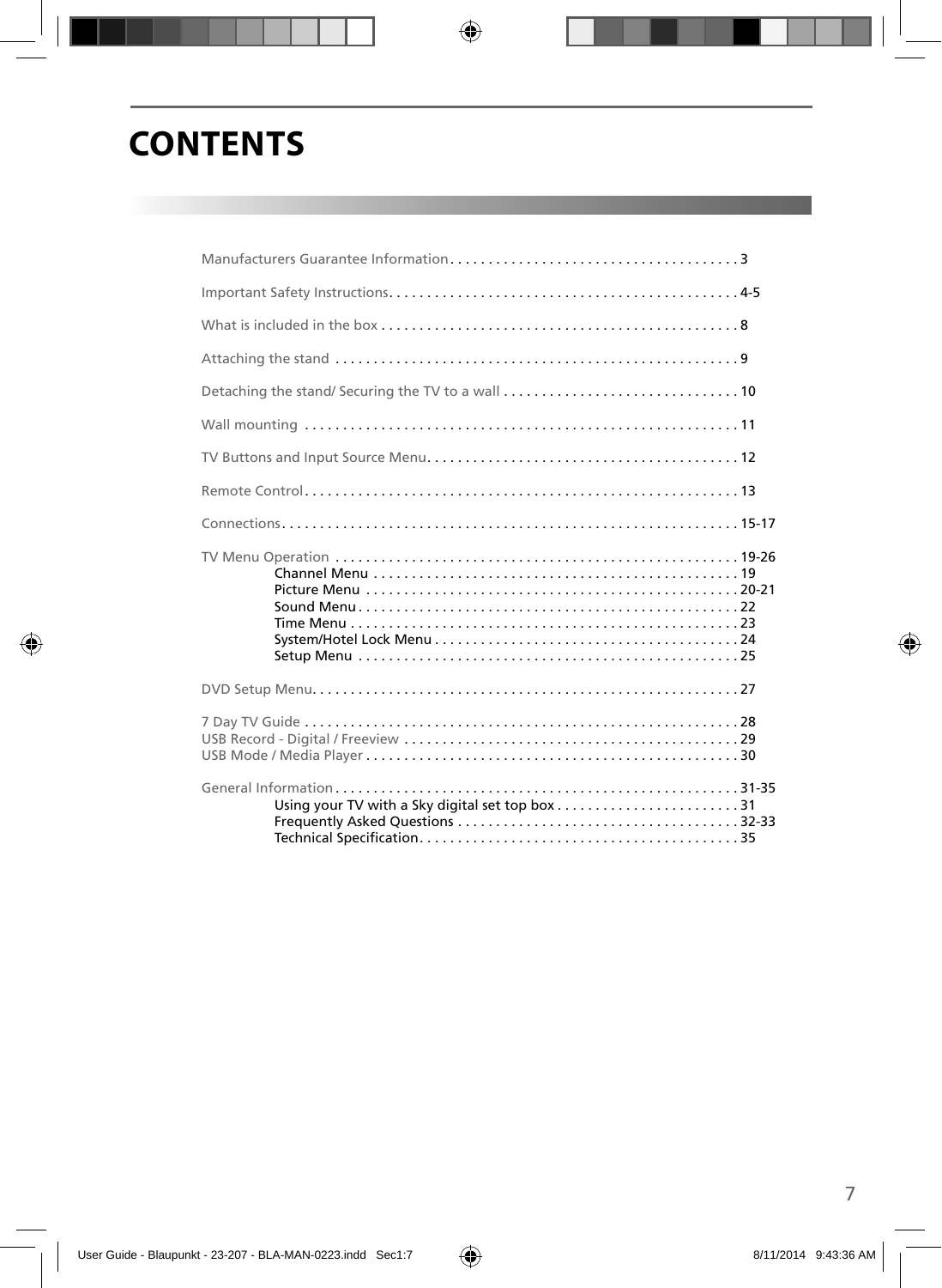# CONTENTS

Manufacturers Guarantee Information . . . . . . . . . . . . . . . . . . . . . . . . . . . . . . . . . . . . . . 3

Important Safety Instructions. . . . . . . . . . . . . . . . . . . . . . . . . . . . . . . . . . . . . . . . . . . . . . 4-5

What is included in the box . . . . . . . . . . . . . . . . . . . . . . . . . . . . . . . . . . . . . . . . . . . . . . . 8

Attaching the stand . . . . . . . . . . . . . . . . . . . . . . . . . . . . . . . . . . . . . . . . . . . . . . . . . . . . . 9

Detaching the stand/ Securing the TV to a wall . . . . . . . . . . . . . . . . . . . . . . . . . . . . . . . 10

Wall mounting . . . . . . . . . . . . . . . . . . . . . . . . . . . . . . . . . . . . . . . . . . . . . . . . . . . . . . . . . 11

TV Buttons and Input Source Menu. . . . . . . . . . . . . . . . . . . . . . . . . . . . . . . . . . . . . . . . . 12

Remote Control. . . . . . . . . . . . . . . . . . . . . . . . . . . . . . . . . . . . . . . . . . . . . . . . . . . . . . . . . 13

Connections. . . . . . . . . . . . . . . . . . . . . . . . . . . . . . . . . . . . . . . . . . . . . . . . . . . . . . . . . . . . 15-17

TV Menu Operation . . . . . . . . . . . . . . . . . . . . . . . . . . . . . . . . . . . . . . . . . . . . . . . . . . . . . 19-26
- Channel Menu . . . . . . . . . . . . . . . . . . . . . . . . . . . . . . . . . . . . . . . . . . . . . . . . 19
- Picture Menu . . . . . . . . . . . . . . . . . . . . . . . . . . . . . . . . . . . . . . . . . . . . . . . . . 20-21
- Sound Menu . . . . . . . . . . . . . . . . . . . . . . . . . . . . . . . . . . . . . . . . . . . . . . . . . . 22
- Time Menu . . . . . . . . . . . . . . . . . . . . . . . . . . . . . . . . . . . . . . . . . . . . . . . . . . . 23
- System/Hotel Lock Menu . . . . . . . . . . . . . . . . . . . . . . . . . . . . . . . . . . . . . . . . 24
- Setup Menu . . . . . . . . . . . . . . . . . . . . . . . . . . . . . . . . . . . . . . . . . . . . . . . . . . 25

DVD Setup Menu. . . . . . . . . . . . . . . . . . . . . . . . . . . . . . . . . . . . . . . . . . . . . . . . . . . . . . . . 27

7 Day TV Guide . . . . . . . . . . . . . . . . . . . . . . . . . . . . . . . . . . . . . . . . . . . . . . . . . . . . . . . . . 28
USB Record - Digital / Freeview . . . . . . . . . . . . . . . . . . . . . . . . . . . . . . . . . . . . . . . . . . . . 29
USB Mode / Media Player . . . . . . . . . . . . . . . . . . . . . . . . . . . . . . . . . . . . . . . . . . . . . . . . . 30

General Information . . . . . . . . . . . . . . . . . . . . . . . . . . . . . . . . . . . . . . . . . . . . . . . . . . . . . 31-35
- Using your TV with a Sky digital set top box . . . . . . . . . . . . . . . . . . . . . . . . 31
- Frequently Asked Questions . . . . . . . . . . . . . . . . . . . . . . . . . . . . . . . . . . . . . 32-33
- Technical Specification. . . . . . . . . . . . . . . . . . . . . . . . . . . . . . . . . . . . . . . . . . 35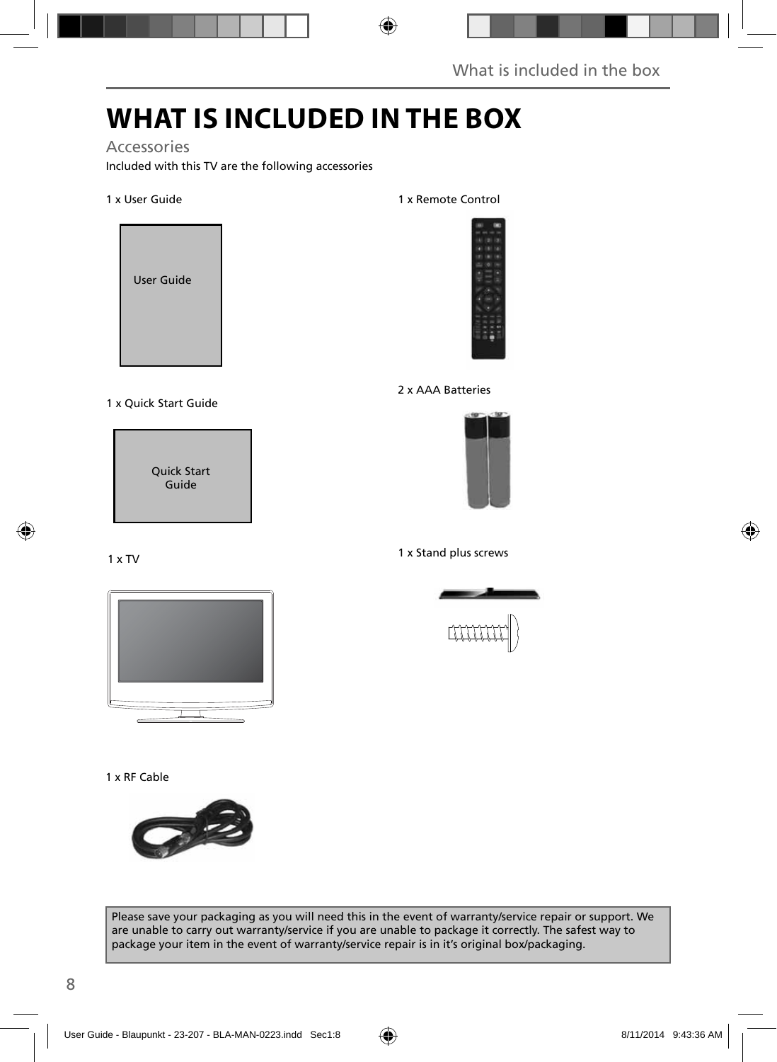# WHAT IS INCLUDED IN THE BOX

## Accessories

Included with this TV are the following accessories

1 x User Guide

User Guide

1 x Quick Start Guide

Quick Start Guide

1 x TV

1 x RF Cable

1 x Remote Control

2 x AAA Batteries

1 x Stand plus screws

Please save your packaging as you will need this in the event of warranty/service repair or support. We are unable to carry out warranty/service if you are unable to package it correctly. The safest way to package your item in the event of warranty/service repair is in it's original box/packaging.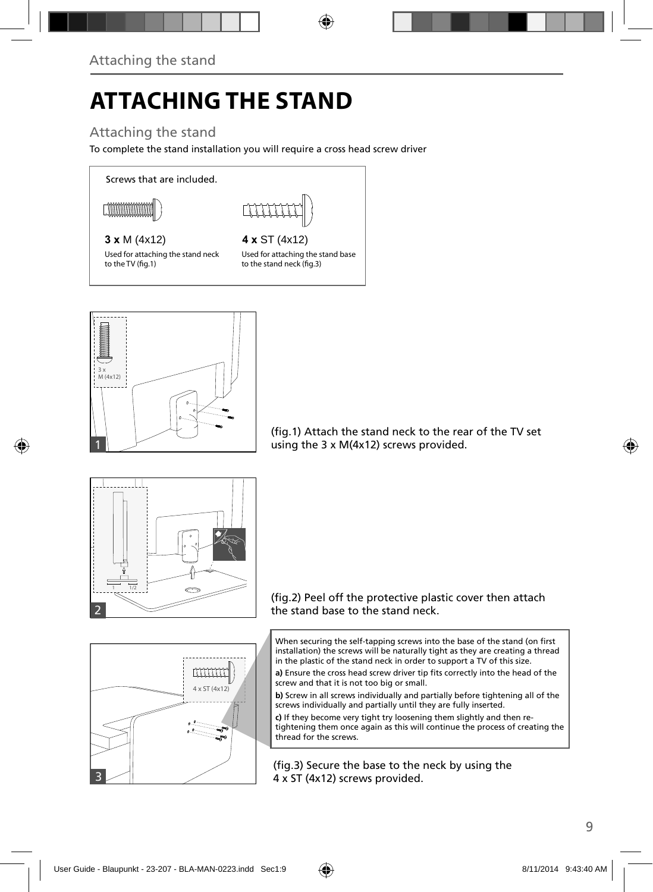# ATTACHING THE STAND

## Attaching the stand

To complete the stand installation you will require a cross head screw driver

Screws that are included.

**3 x** M (4x12)

Used for attaching the stand neck to the TV (fig.1)

**4 x** ST (4x12)

Used for attaching the stand base to the stand neck (fig.3)

(fig.1) Attach the stand neck to the rear of the TV set using the 3 x M(4x12) screws provided.

(fig.2) Peel off the protective plastic cover then attach the stand base to the stand neck.

When securing the self-tapping screws into the base of the stand (on first installation) the screws will be naturally tight as they are creating a thread in the plastic of the stand neck in order to support a TV of this size.

**a)** Ensure the cross head screw driver tip fits correctly into the head of the screw and that it is not too big or small.

**b)** Screw in all screws individually and partially before tightening all of the screws individually and partially until they are fully inserted.

**c)** If they become very tight try loosening them slightly and then re-tightening them once again as this will continue the process of creating the thread for the screws.

(fig.3) Secure the base to the neck by using the 4 x ST (4x12) screws provided.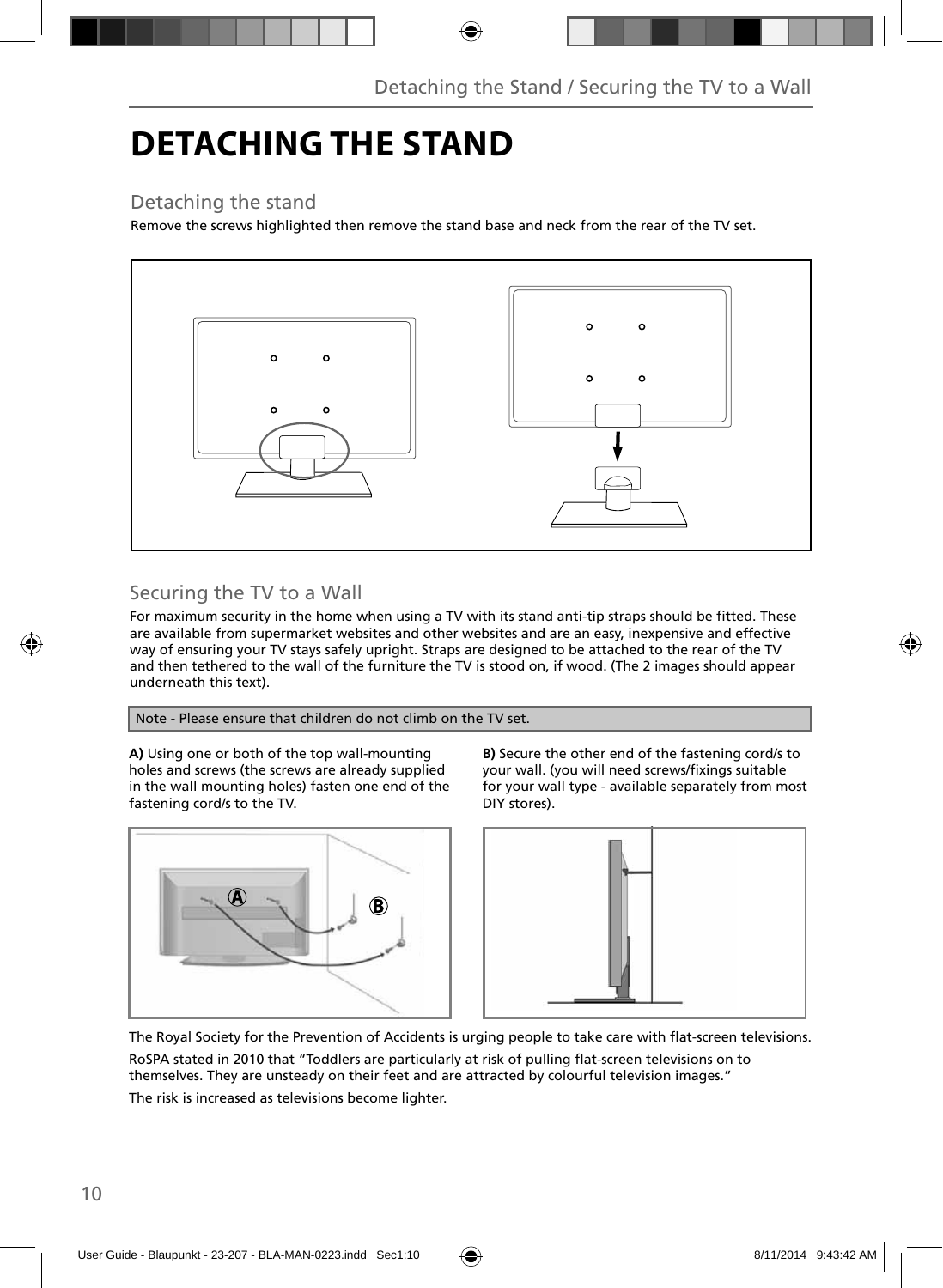# DETACHING THE STAND

## Detaching the stand

Remove the screws highlighted then remove the stand base and neck from the rear of the TV set.

## Securing the TV to a Wall

For maximum security in the home when using a TV with its stand anti-tip straps should be fitted. These are available from supermarket websites and other websites and are an easy, inexpensive and effective way of ensuring your TV stays safely upright. Straps are designed to be attached to the rear of the TV and then tethered to the wall of the furniture the TV is stood on, if wood. (The 2 images should appear underneath this text).

Note - Please ensure that children do not climb on the TV set.

**A)** Using one or both of the top wall-mounting holes and screws (the screws are already supplied in the wall mounting holes) fasten one end of the fastening cord/s to the TV.

**B)** Secure the other end of the fastening cord/s to your wall. (you will need screws/fixings suitable for your wall type - available separately from most DIY stores).

The Royal Society for the Prevention of Accidents is urging people to take care with flat-screen televisions.

RoSPA stated in 2010 that “Toddlers are particularly at risk of pulling flat-screen televisions on to themselves. They are unsteady on their feet and are attracted by colourful television images.”

The risk is increased as televisions become lighter.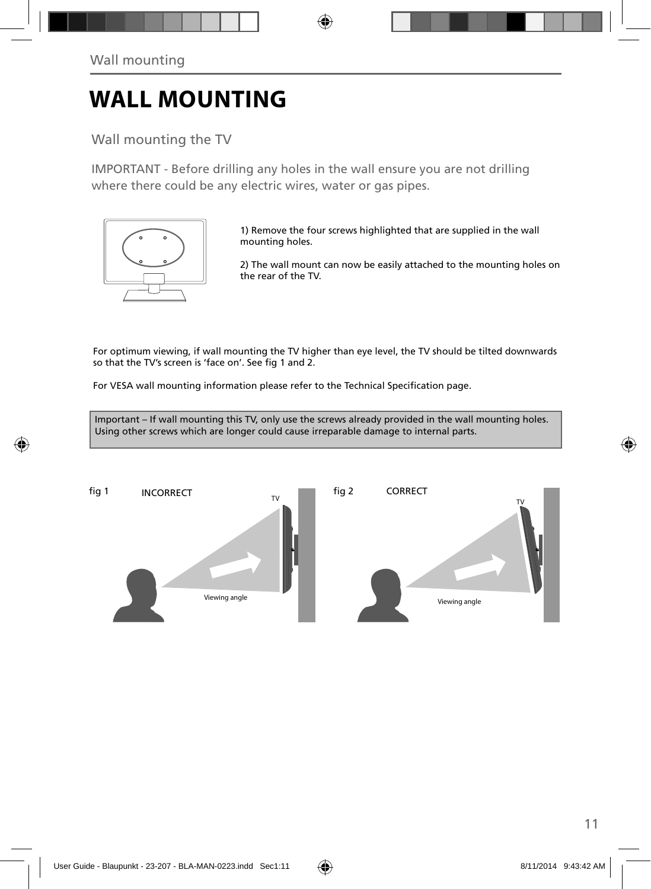# WALL MOUNTING

## Wall mounting the TV

IMPORTANT - Before drilling any holes in the wall ensure you are not drilling where there could be any electric wires, water or gas pipes.

1) Remove the four screws highlighted that are supplied in the wall mounting holes.

2) The wall mount can now be easily attached to the mounting holes on the rear of the TV.

For optimum viewing, if wall mounting the TV higher than eye level, the TV should be tilted downwards so that the TV's screen is 'face on'. See fig 1 and 2.

For VESA wall mounting information please refer to the Technical Specification page.

Important – If wall mounting this TV, only use the screws already provided in the wall mounting holes. Using other screws which are longer could cause irreparable damage to internal parts.

fig 1 INCORRECT

TV

Viewing angle

fig 2 CORRECT

TV

Viewing angle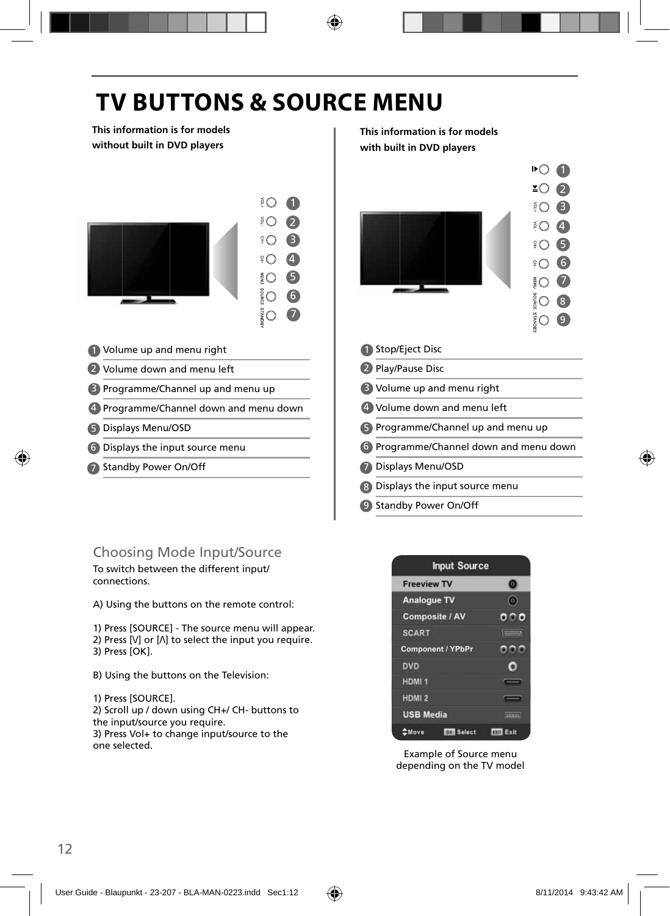# TV BUTTONS & SOURCE MENU

**This information is for models without built in DVD players**

1. Volume up and menu right
2. Volume down and menu left
3. Programme/Channel up and menu up
4. Programme/Channel down and menu down
5. Displays Menu/OSD
6. Displays the input source menu
7. Standby Power On/Off

**This information is for models with built in DVD players**

1. Stop/Eject Disc
2. Play/Pause Disc
3. Volume up and menu right
4. Volume down and menu left
5. Programme/Channel up and menu up
6. Programme/Channel down and menu down
7. Displays Menu/OSD
8. Displays the input source menu
9. Standby Power On/Off

## Choosing Mode Input/Source

To switch between the different input/connections.

A) Using the buttons on the remote control:

1) Press [SOURCE] - The source menu will appear.
2) Press [V] or [Λ] to select the input you require.
3) Press [OK].

B) Using the buttons on the Television:

1) Press [SOURCE].
2) Scroll up / down using CH+/ CH- buttons to the input/source you require.
3) Press Vol+ to change input/source to the one selected.

**Input Source**

- Freeview TV
- Analogue TV
- Composite / AV
- SCART
- Component / YPbPr
- DVD
- HDMI 1
- HDMI 2
- USB Media

Move | OK Select | EXIT Exit

Example of Source menu depending on the TV model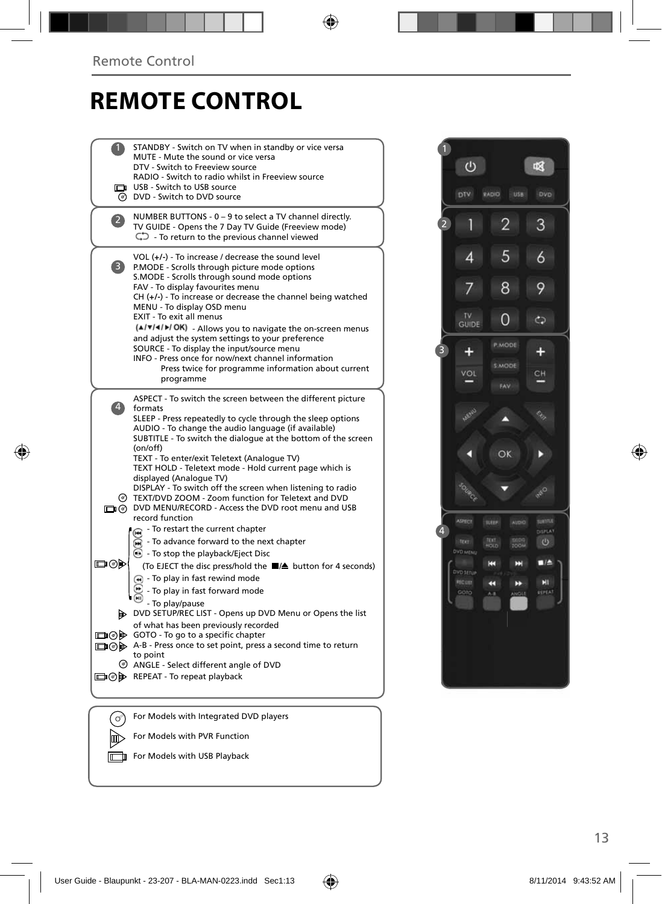# REMOTE CONTROL

**1**

STANDBY - Switch on TV when in standby or vice versa
MUTE - Mute the sound or vice versa
DTV - Switch to Freeview source
RADIO - Switch to radio whilst in Freeview source
USB - Switch to USB source
DVD - Switch to DVD source

**2**

NUMBER BUTTONS - 0 – 9 to select a TV channel directly.
TV GUIDE - Opens the 7 Day TV Guide (Freeview mode)
- To return to the previous channel viewed

**3**

VOL (+/-) - To increase / decrease the sound level
P.MODE - Scrolls through picture mode options
S.MODE - Scrolls through sound mode options
FAV - To display favourites menu
CH (+/-) - To increase or decrease the channel being watched
MENU - To display OSD menu
EXIT - To exit all menus
(▲/▼/◄/►/ OK) - Allows you to navigate the on-screen menus and adjust the system settings to your preference
SOURCE - To display the input/source menu
INFO - Press once for now/next channel information
Press twice for programme information about current programme

**4**

ASPECT - To switch the screen between the different picture formats
SLEEP - Press repeatedly to cycle through the sleep options
AUDIO - To change the audio language (if available)
SUBTITLE - To switch the dialogue at the bottom of the screen (on/off)
TEXT - To enter/exit Teletext (Analogue TV)
TEXT HOLD - Teletext mode - Hold current page which is displayed (Analogue TV)
DISPLAY - To switch off the screen when listening to radio
TEXT/DVD ZOOM - Zoom function for Teletext and DVD
DVD MENU/RECORD - Access the DVD root menu and USB record function
- To restart the current chapter
- To advance forward to the next chapter
- To stop the playback/Eject Disc
(To EJECT the disc press/hold the ■/⏏ button for 4 seconds)
- To play in fast rewind mode
- To play in fast forward mode
- To play/pause
DVD SETUP/REC LIST - Opens up DVD Menu or Opens the list of what has been previously recorded
GOTO - To go to a specific chapter
A-B - Press once to set point, press a second time to return to point
ANGLE - Select different angle of DVD
REPEAT - To repeat playback

For Models with Integrated DVD players

For Models with PVR Function

For Models with USB Playback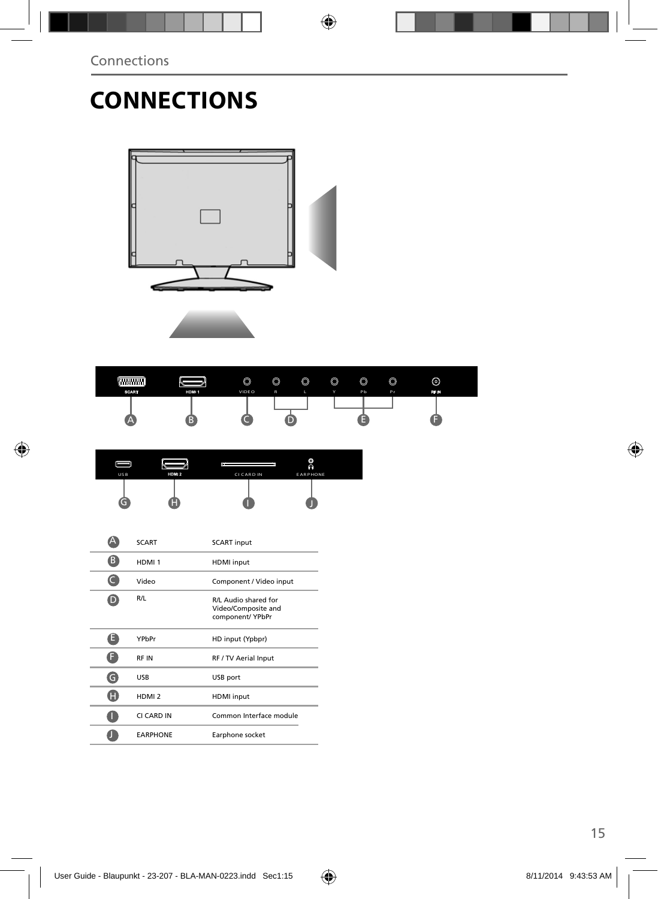# CONNECTIONS

| | | |
|---|---|---|
| A | SCART | SCART input |
| B | HDMI 1 | HDMI input |
| C | Video | Component / Video input |
| D | R/L | R/L Audio shared for Video/Composite and component/ YPbPr |
| E | YPbPr | HD input (Ypbpr) |
| F | RF IN | RF / TV Aerial Input |
| G | USB | USB port |
| H | HDMI 2 | HDMI input |
| I | CI CARD IN | Common Interface module |
| J | EARPHONE | Earphone socket |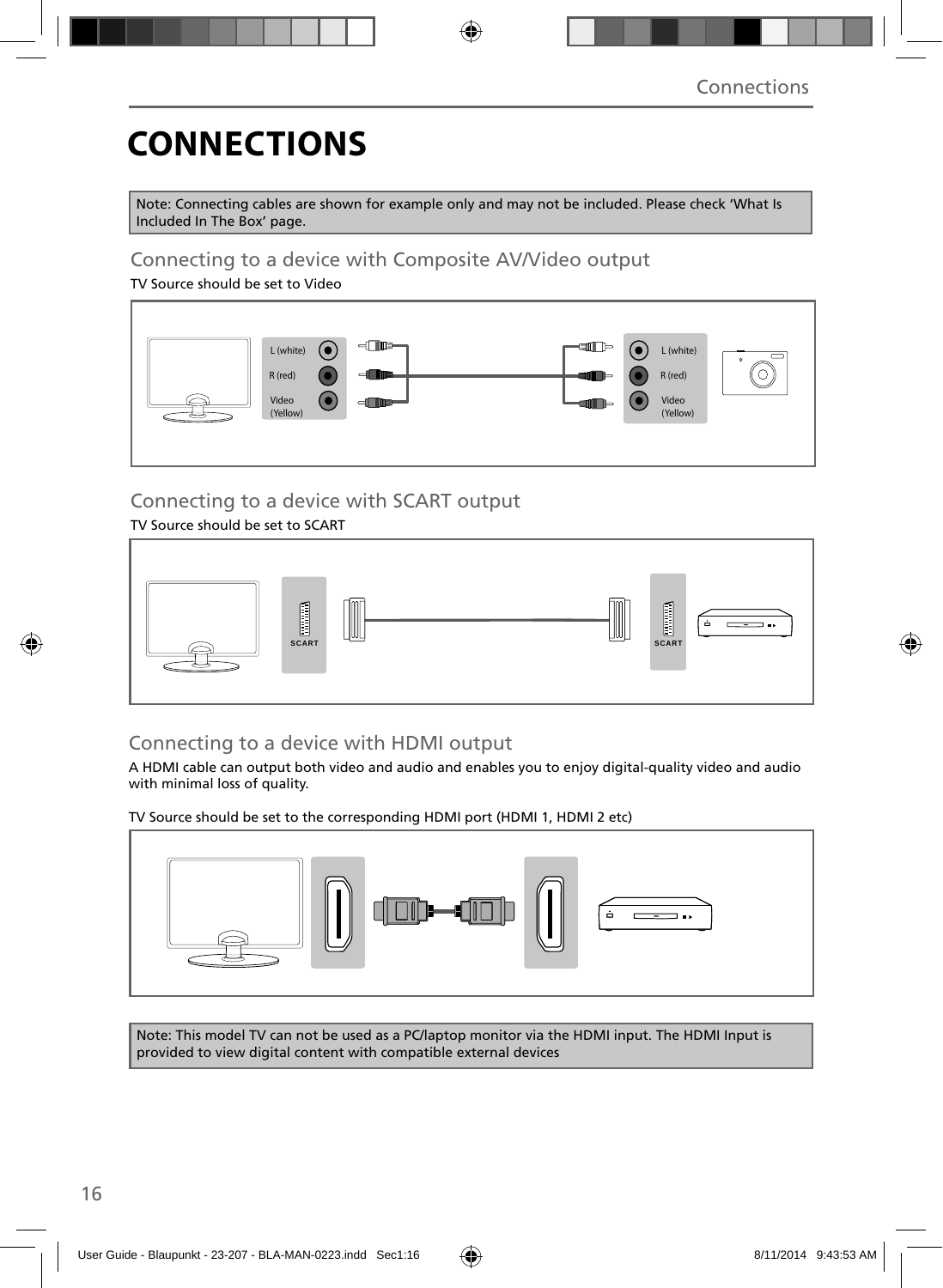# CONNECTIONS

Note: Connecting cables are shown for example only and may not be included. Please check 'What Is Included In The Box' page.

## Connecting to a device with Composite AV/Video output

TV Source should be set to Video

L (white)
R (red)
Video (Yellow)

L (white)
R (red)
Video (Yellow)

## Connecting to a device with SCART output

TV Source should be set to SCART

SCART

SCART

## Connecting to a device with HDMI output

A HDMI cable can output both video and audio and enables you to enjoy digital-quality video and audio with minimal loss of quality.

TV Source should be set to the corresponding HDMI port (HDMI 1, HDMI 2 etc)

Note: This model TV can not be used as a PC/laptop monitor via the HDMI input. The HDMI Input is provided to view digital content with compatible external devices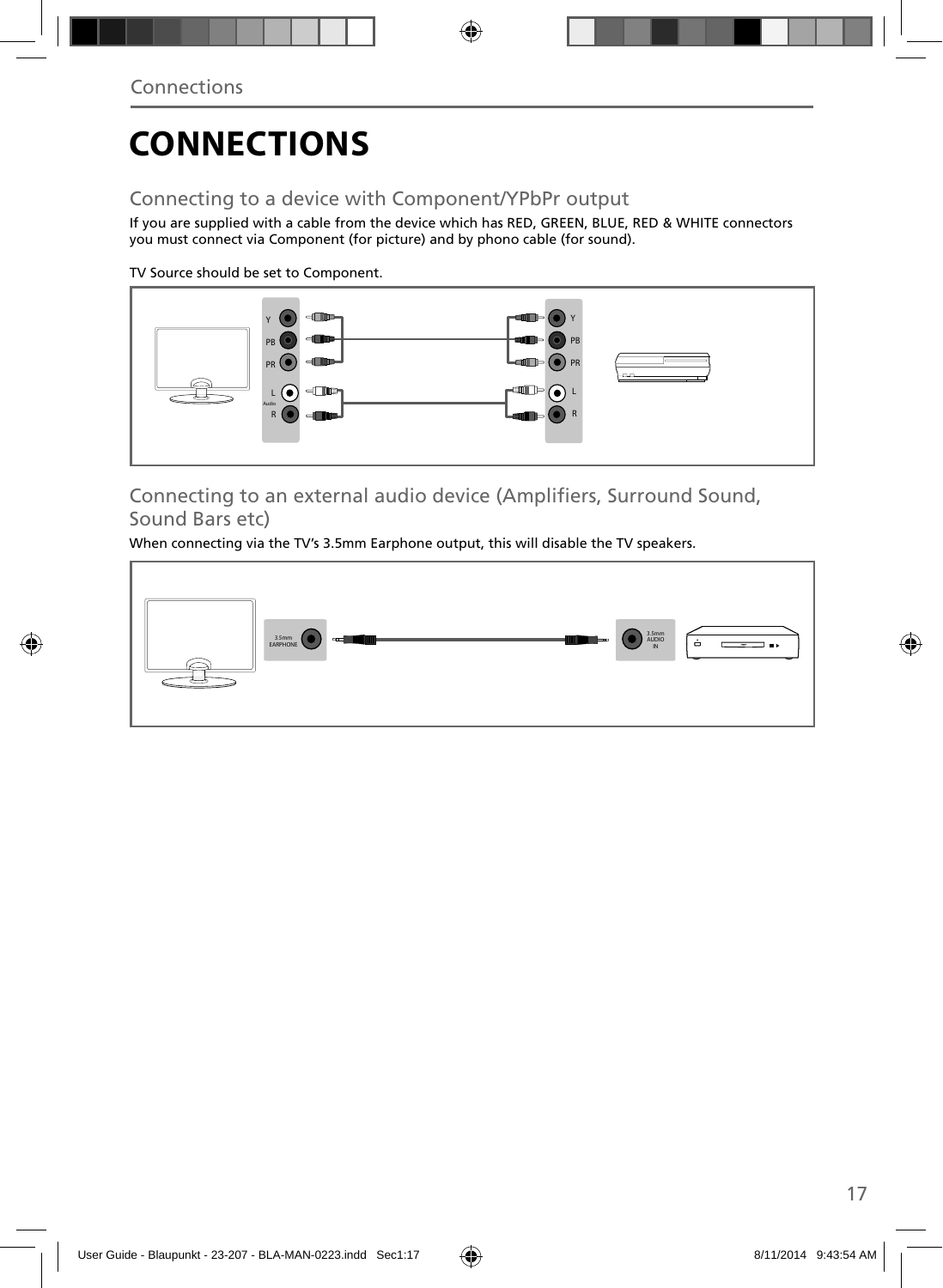# CONNECTIONS

## Connecting to a device with Component/YPbPr output

If you are supplied with a cable from the device which has RED, GREEN, BLUE, RED & WHITE connectors you must connect via Component (for picture) and by phono cable (for sound).

TV Source should be set to Component.

## Connecting to an external audio device (Amplifiers, Surround Sound, Sound Bars etc)

When connecting via the TV's 3.5mm Earphone output, this will disable the TV speakers.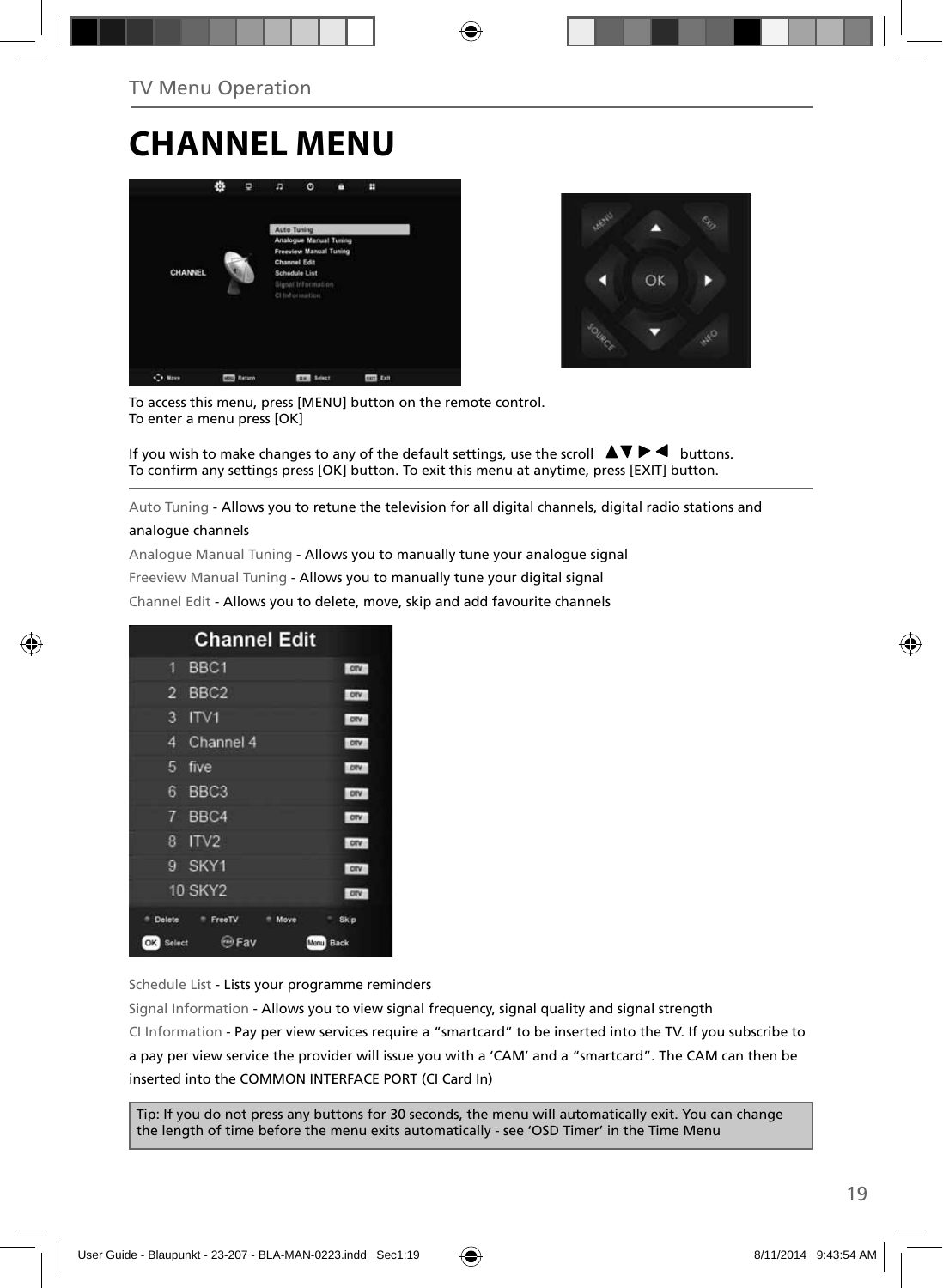TV Menu Operation

# CHANNEL MENU

To access this menu, press [MENU] button on the remote control.
To enter a menu press [OK]

If you wish to make changes to any of the default settings, use the scroll ▲▼▶◀ buttons.
To confirm any settings press [OK] button. To exit this menu at anytime, press [EXIT] button.

Auto Tuning - Allows you to retune the television for all digital channels, digital radio stations and analogue channels

Analogue Manual Tuning - Allows you to manually tune your analogue signal

Freeview Manual Tuning - Allows you to manually tune your digital signal

Channel Edit - Allows you to delete, move, skip and add favourite channels

Schedule List - Lists your programme reminders

Signal Information - Allows you to view signal frequency, signal quality and signal strength

CI Information - Pay per view services require a "smartcard" to be inserted into the TV. If you subscribe to a pay per view service the provider will issue you with a 'CAM' and a "smartcard". The CAM can then be inserted into the COMMON INTERFACE PORT (CI Card In)

Tip: If you do not press any buttons for 30 seconds, the menu will automatically exit. You can change the length of time before the menu exits automatically - see 'OSD Timer' in the Time Menu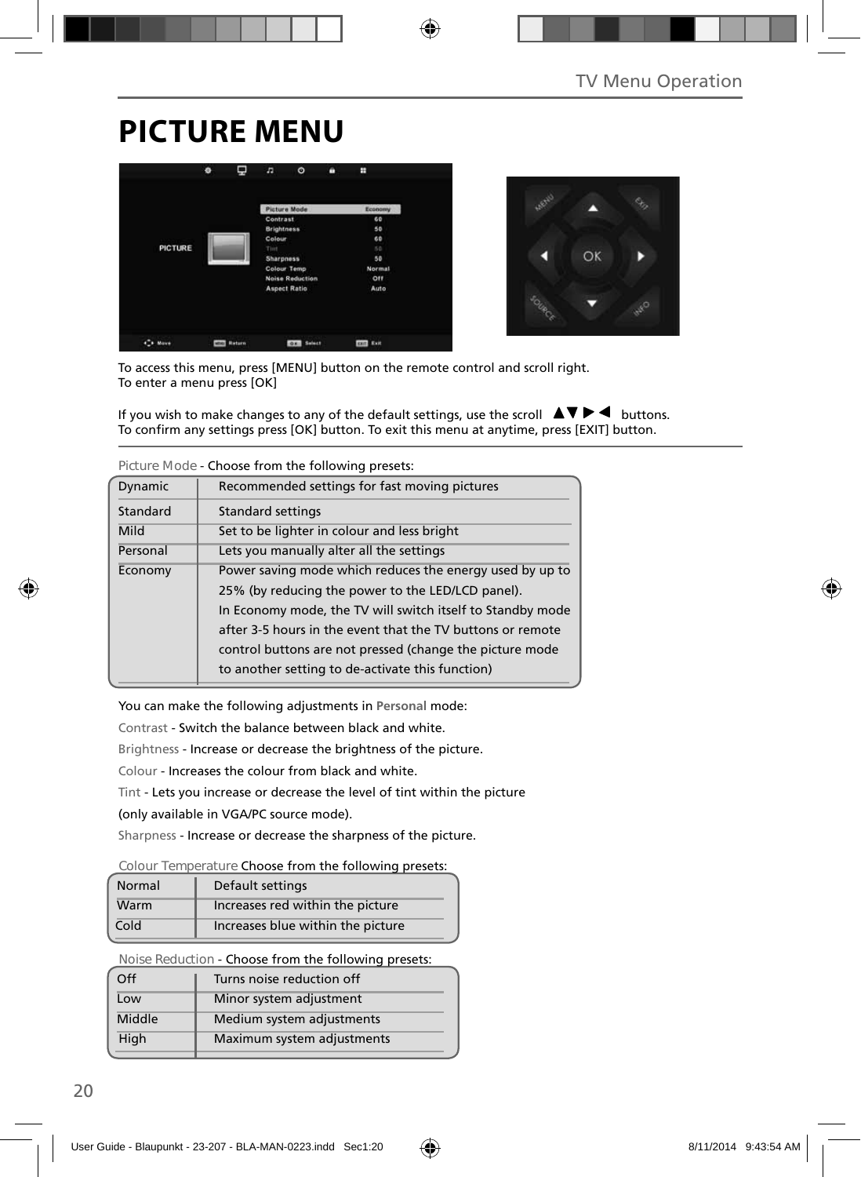# PICTURE MENU

To access this menu, press [MENU] button on the remote control and scroll right.
To enter a menu press [OK]

If you wish to make changes to any of the default settings, use the scroll ▲▼ ▶ ◀ buttons.
To confirm any settings press [OK] button. To exit this menu at anytime, press [EXIT] button.

Picture Mode - Choose from the following presets:

| | |
|---|---|
| Dynamic | Recommended settings for fast moving pictures |
| Standard | Standard settings |
| Mild | Set to be lighter in colour and less bright |
| Personal | Lets you manually alter all the settings |
| Economy | Power saving mode which reduces the energy used by up to 25% (by reducing the power to the LED/LCD panel). In Economy mode, the TV will switch itself to Standby mode after 3-5 hours in the event that the TV buttons or remote control buttons are not pressed (change the picture mode to another setting to de-activate this function) |

You can make the following adjustments in **Personal** mode:

Contrast - Switch the balance between black and white.

Brightness - Increase or decrease the brightness of the picture.

Colour - Increases the colour from black and white.

Tint - Lets you increase or decrease the level of tint within the picture (only available in VGA/PC source mode).

Sharpness - Increase or decrease the sharpness of the picture.

Colour Temperature Choose from the following presets:

| | |
|---|---|
| Normal | Default settings |
| Warm | Increases red within the picture |
| Cold | Increases blue within the picture |

Noise Reduction - Choose from the following presets:

| | |
|---|---|
| Off | Turns noise reduction off |
| Low | Minor system adjustment |
| Middle | Medium system adjustments |
| High | Maximum system adjustments |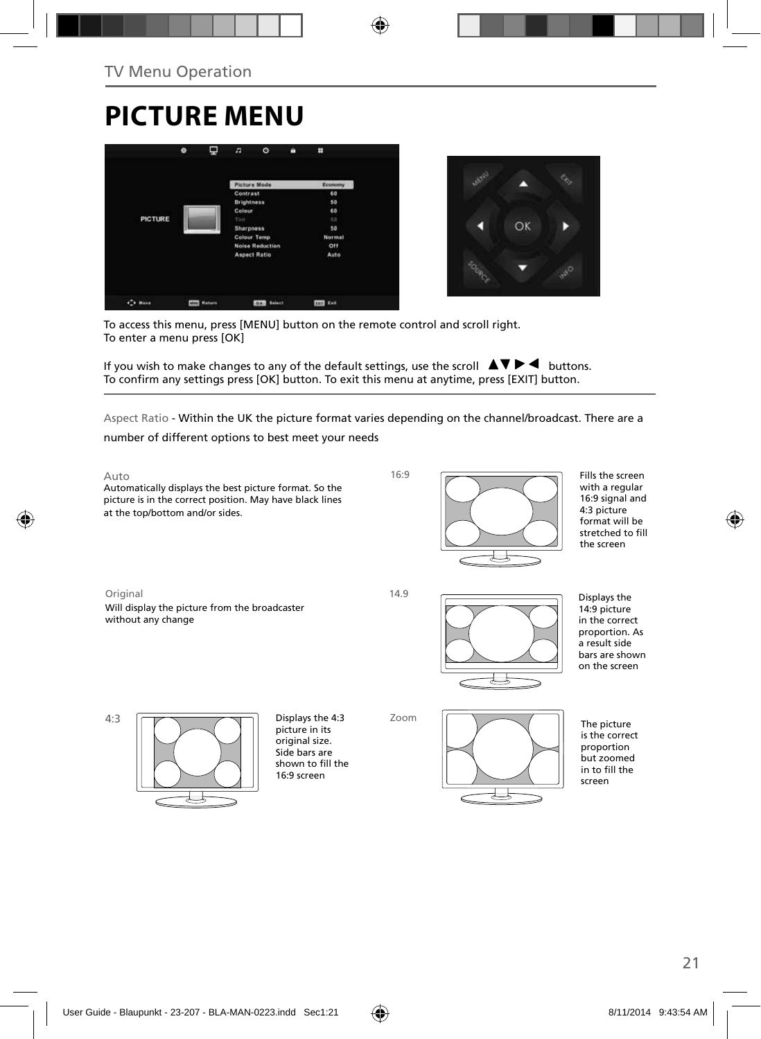TV Menu Operation

# PICTURE MENU

To access this menu, press [MENU] button on the remote control and scroll right.
To enter a menu press [OK]

If you wish to make changes to any of the default settings, use the scroll ▲▼ ▶ ◀ buttons.
To confirm any settings press [OK] button. To exit this menu at anytime, press [EXIT] button.

Aspect Ratio - Within the UK the picture format varies depending on the channel/broadcast. There are a number of different options to best meet your needs

**Auto**
Automatically displays the best picture format. So the picture is in the correct position. May have black lines at the top/bottom and/or sides.

**16:9**
Fills the screen with a regular 16:9 signal and 4:3 picture format will be stretched to fill the screen

**Original**
Will display the picture from the broadcaster without any change

**14.9**
Displays the 14:9 picture in the correct proportion. As a result side bars are shown on the screen

**4:3**
Displays the 4:3 picture in its original size. Side bars are shown to fill the 16:9 screen

**Zoom**
The picture is the correct proportion but zoomed in to fill the screen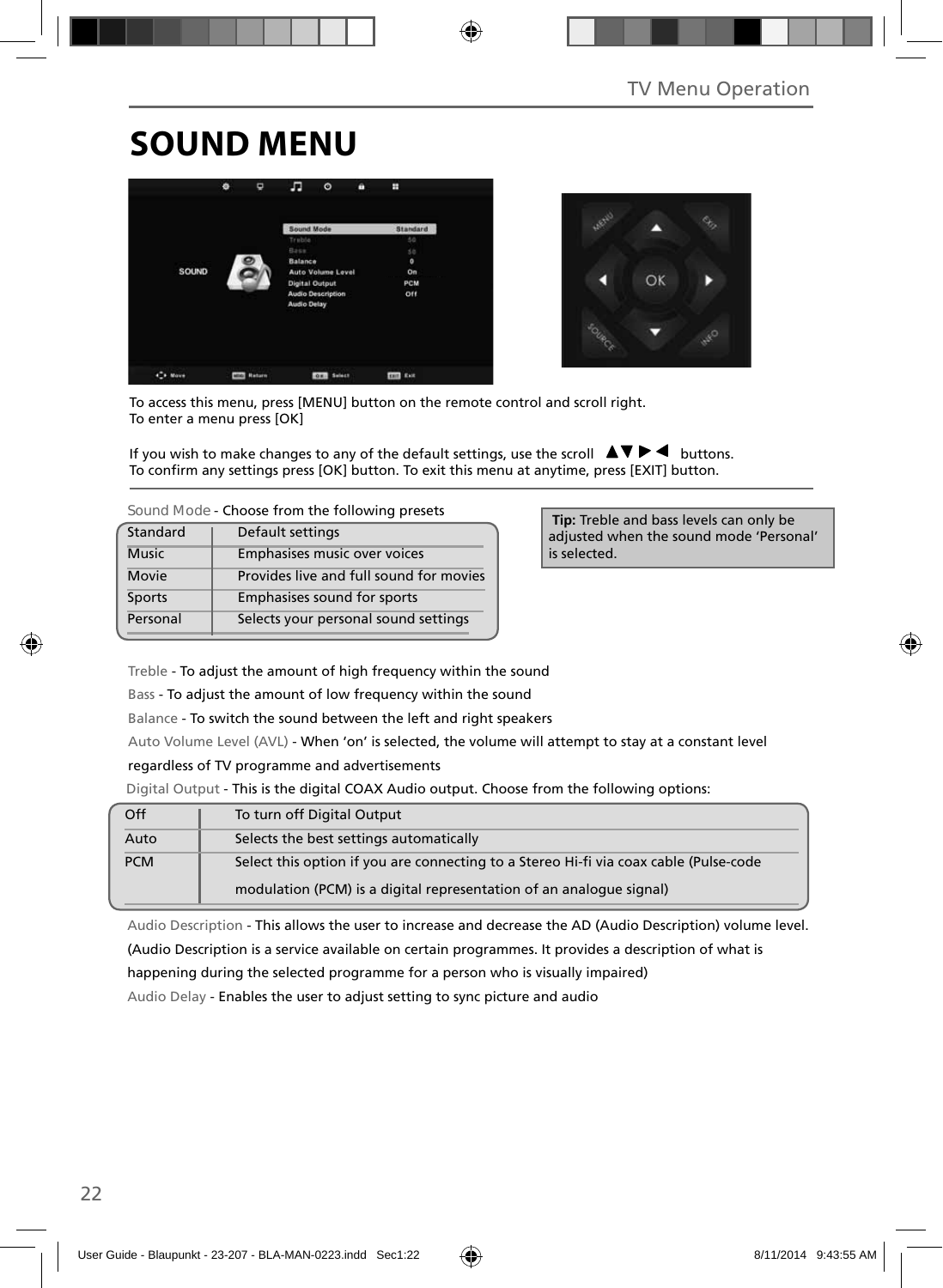# SOUND MENU

To access this menu, press [MENU] button on the remote control and scroll right.
To enter a menu press [OK]

If you wish to make changes to any of the default settings, use the scroll ▲▼▶◀ buttons.
To confirm any settings press [OK] button. To exit this menu at anytime, press [EXIT] button.

Sound Mode - Choose from the following presets

| Standard | Default settings |
|---|---|
| Music | Emphasises music over voices |
| Movie | Provides live and full sound for movies |
| Sports | Emphasises sound for sports |
| Personal | Selects your personal sound settings |

**Tip:** Treble and bass levels can only be adjusted when the sound mode 'Personal' is selected.

Treble - To adjust the amount of high frequency within the sound

Bass - To adjust the amount of low frequency within the sound

Balance - To switch the sound between the left and right speakers

Auto Volume Level (AVL) - When 'on' is selected, the volume will attempt to stay at a constant level regardless of TV programme and advertisements

Digital Output - This is the digital COAX Audio output. Choose from the following options:

| Off | To turn off Digital Output |
|---|---|
| Auto | Selects the best settings automatically |
| PCM | Select this option if you are connecting to a Stereo Hi-fi via coax cable (Pulse-code modulation (PCM) is a digital representation of an analogue signal) |

Audio Description - This allows the user to increase and decrease the AD (Audio Description) volume level. (Audio Description is a service available on certain programmes. It provides a description of what is happening during the selected programme for a person who is visually impaired)

Audio Delay - Enables the user to adjust setting to sync picture and audio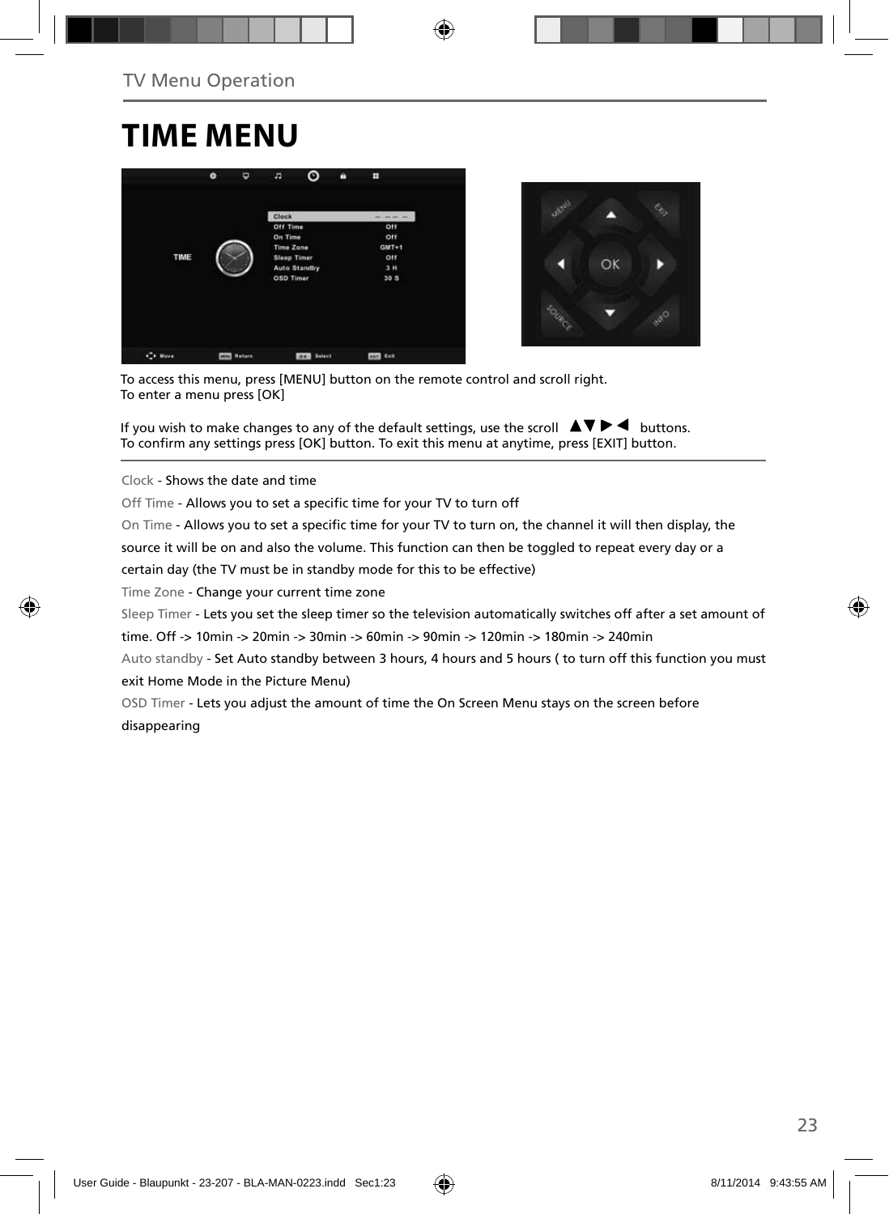# TIME MENU

To access this menu, press [MENU] button on the remote control and scroll right.
To enter a menu press [OK]

If you wish to make changes to any of the default settings, use the scroll ▲▼ ▶ ◀ buttons.
To confirm any settings press [OK] button. To exit this menu at anytime, press [EXIT] button.

Clock - Shows the date and time

Off Time - Allows you to set a specific time for your TV to turn off

On Time - Allows you to set a specific time for your TV to turn on, the channel it will then display, the source it will be on and also the volume. This function can then be toggled to repeat every day or a certain day (the TV must be in standby mode for this to be effective)

Time Zone - Change your current time zone

Sleep Timer - Lets you set the sleep timer so the television automatically switches off after a set amount of time. Off -> 10min -> 20min -> 30min -> 60min -> 90min -> 120min -> 180min -> 240min

Auto standby - Set Auto standby between 3 hours, 4 hours and 5 hours ( to turn off this function you must exit Home Mode in the Picture Menu)

OSD Timer - Lets you adjust the amount of time the On Screen Menu stays on the screen before disappearing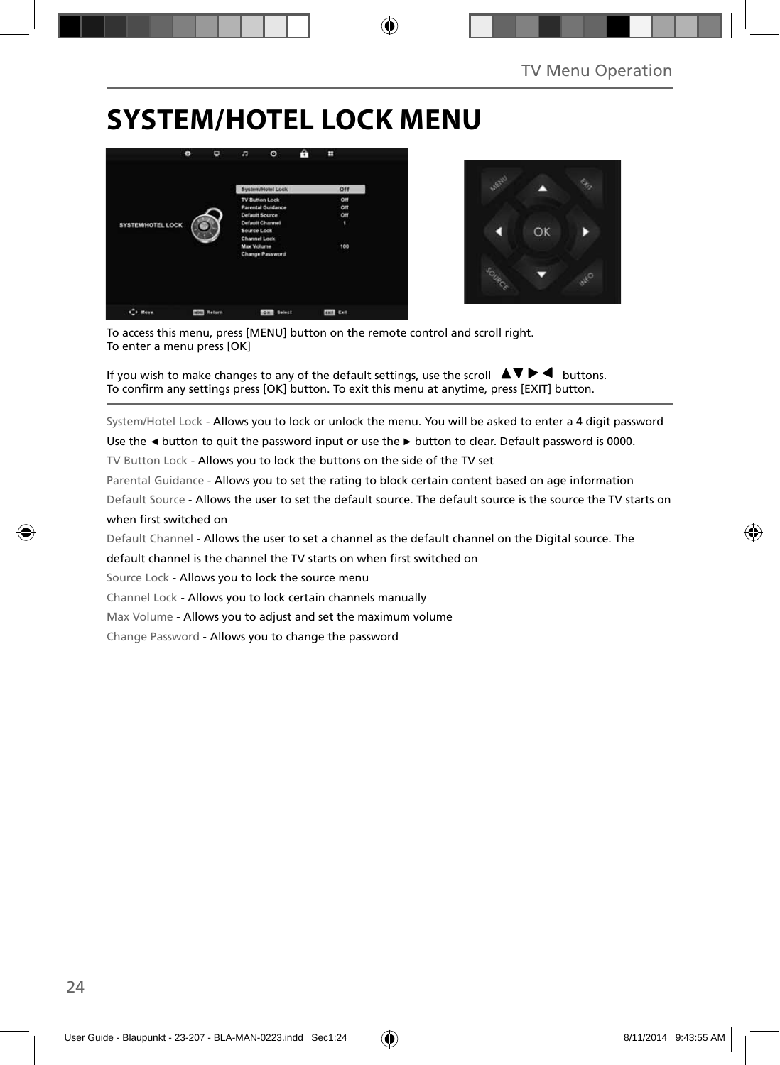# SYSTEM/HOTEL LOCK MENU

To access this menu, press [MENU] button on the remote control and scroll right.
To enter a menu press [OK]

If you wish to make changes to any of the default settings, use the scroll ▲▼ ► ◄ buttons.
To confirm any settings press [OK] button. To exit this menu at anytime, press [EXIT] button.

System/Hotel Lock - Allows you to lock or unlock the menu. You will be asked to enter a 4 digit password

Use the ◄ button to quit the password input or use the ► button to clear. Default password is 0000.

TV Button Lock - Allows you to lock the buttons on the side of the TV set

Parental Guidance - Allows you to set the rating to block certain content based on age information

Default Source - Allows the user to set the default source. The default source is the source the TV starts on when first switched on

Default Channel - Allows the user to set a channel as the default channel on the Digital source. The default channel is the channel the TV starts on when first switched on

Source Lock - Allows you to lock the source menu

Channel Lock - Allows you to lock certain channels manually

Max Volume - Allows you to adjust and set the maximum volume

Change Password - Allows you to change the password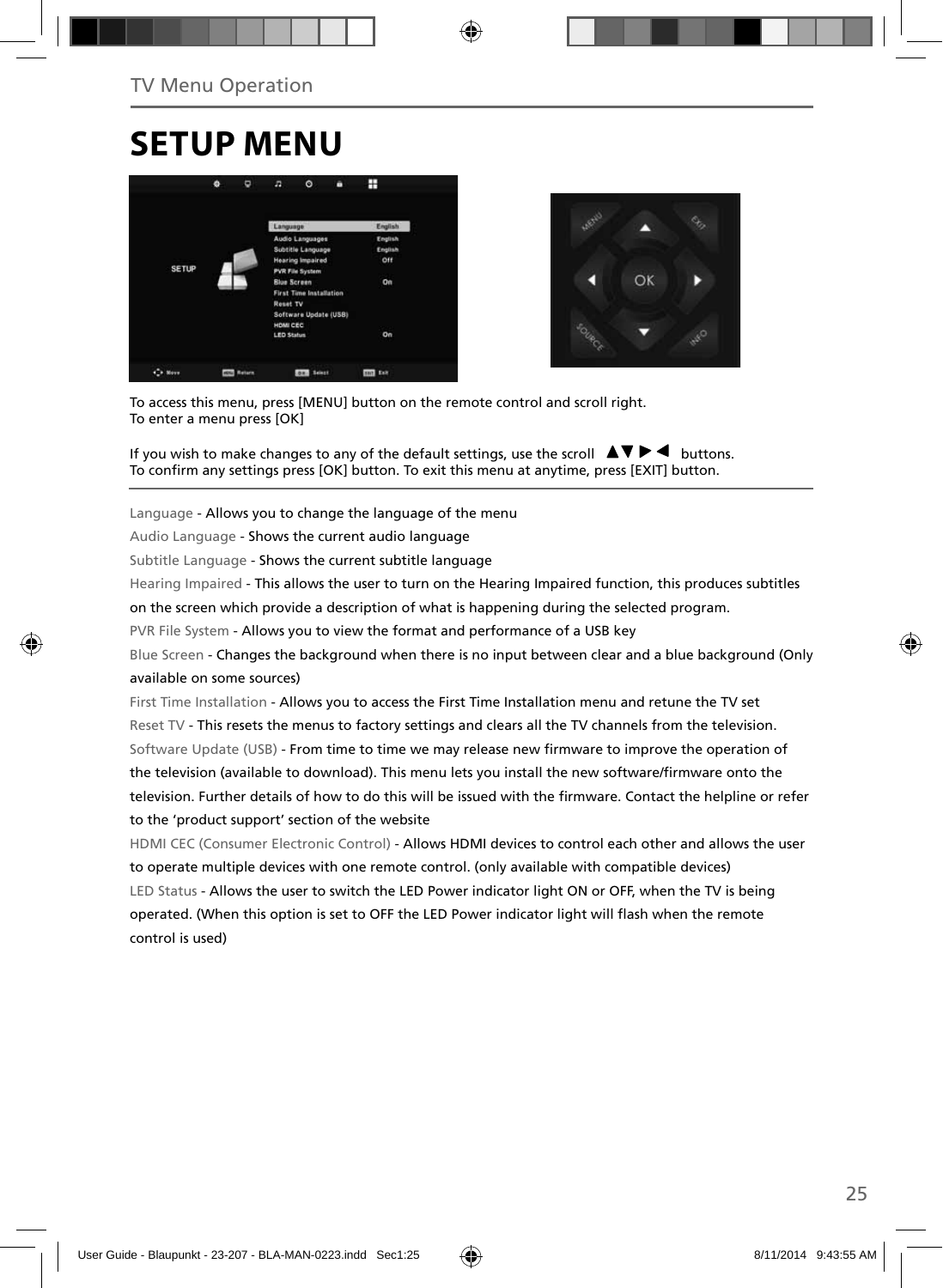TV Menu Operation

# SETUP MENU

To access this menu, press [MENU] button on the remote control and scroll right.
To enter a menu press [OK]

If you wish to make changes to any of the default settings, use the scroll ▲▼▶◀ buttons.
To confirm any settings press [OK] button. To exit this menu at anytime, press [EXIT] button.

Language - Allows you to change the language of the menu

Audio Language - Shows the current audio language

Subtitle Language - Shows the current subtitle language

Hearing Impaired - This allows the user to turn on the Hearing Impaired function, this produces subtitles on the screen which provide a description of what is happening during the selected program.

PVR File System - Allows you to view the format and performance of a USB key

Blue Screen - Changes the background when there is no input between clear and a blue background (Only available on some sources)

First Time Installation - Allows you to access the First Time Installation menu and retune the TV set

Reset TV - This resets the menus to factory settings and clears all the TV channels from the television.

Software Update (USB) - From time to time we may release new firmware to improve the operation of the television (available to download). This menu lets you install the new software/firmware onto the television. Further details of how to do this will be issued with the firmware. Contact the helpline or refer to the 'product support' section of the website

HDMI CEC (Consumer Electronic Control) - Allows HDMI devices to control each other and allows the user to operate multiple devices with one remote control. (only available with compatible devices)

LED Status - Allows the user to switch the LED Power indicator light ON or OFF, when the TV is being operated. (When this option is set to OFF the LED Power indicator light will flash when the remote control is used)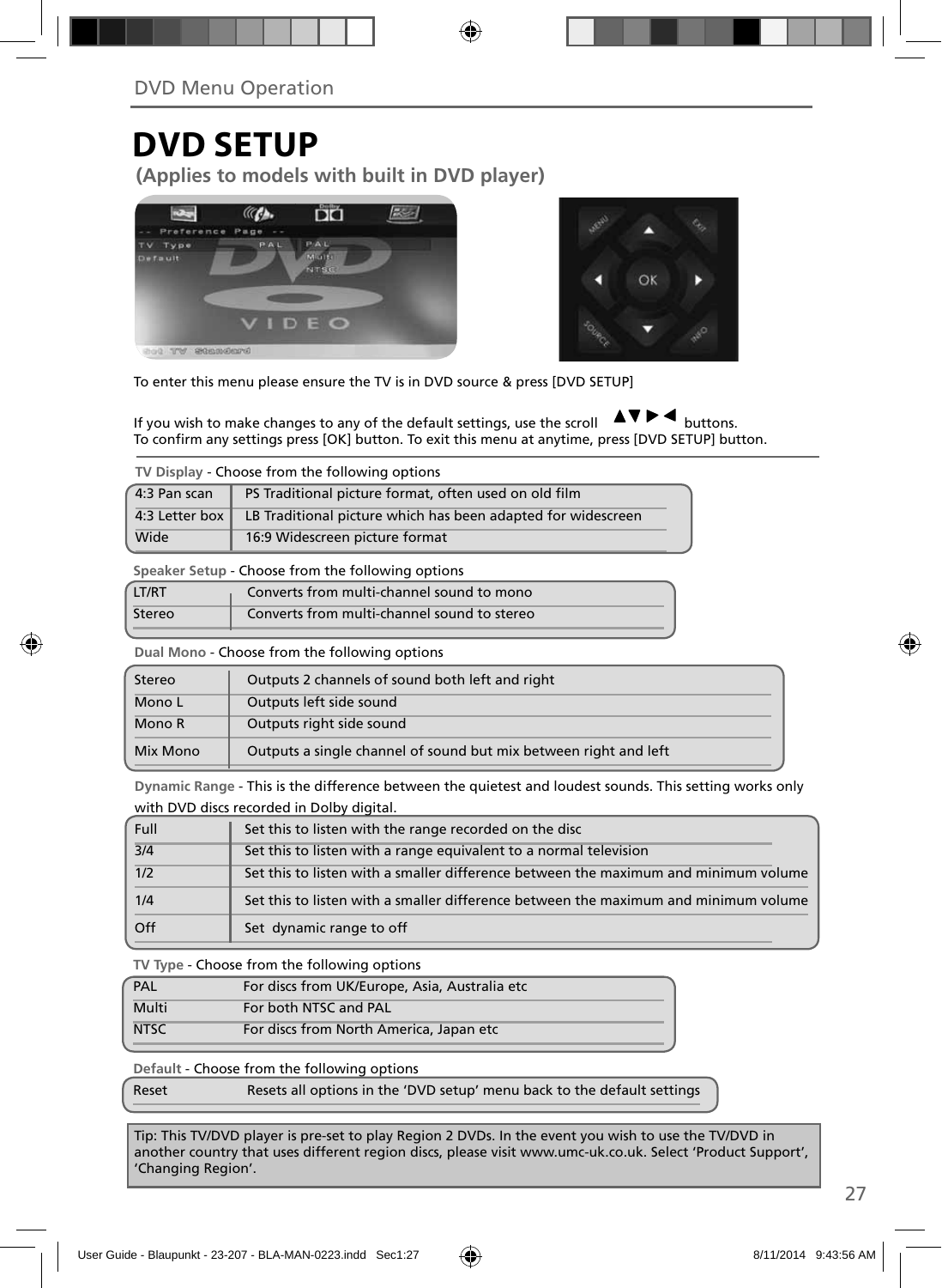DVD Menu Operation

# DVD SETUP

**(Applies to models with built in DVD player)**

To enter this menu please ensure the TV is in DVD source & press [DVD SETUP]

If you wish to make changes to any of the default settings, use the scroll ▲▼►◄ buttons.
To confirm any settings press [OK] button. To exit this menu at anytime, press [DVD SETUP] button.

**TV Display** - Choose from the following options

| | |
|---|---|
| 4:3 Pan scan | PS Traditional picture format, often used on old film |
| 4:3 Letter box | LB Traditional picture which has been adapted for widescreen |
| Wide | 16:9 Widescreen picture format |

**Speaker Setup** - Choose from the following options

| | |
|---|---|
| LT/RT | Converts from multi-channel sound to mono |
| Stereo | Converts from multi-channel sound to stereo |

**Dual Mono** - Choose from the following options

| | |
|---|---|
| Stereo | Outputs 2 channels of sound both left and right |
| Mono L | Outputs left side sound |
| Mono R | Outputs right side sound |
| Mix Mono | Outputs a single channel of sound but mix between right and left |

**Dynamic Range** - This is the difference between the quietest and loudest sounds. This setting works only with DVD discs recorded in Dolby digital.

| | |
|---|---|
| Full | Set this to listen with the range recorded on the disc |
| 3/4 | Set this to listen with a range equivalent to a normal television |
| 1/2 | Set this to listen with a smaller difference between the maximum and minimum volume |
| 1/4 | Set this to listen with a smaller difference between the maximum and minimum volume |
| Off | Set dynamic range to off |

**TV Type** - Choose from the following options

| | |
|---|---|
| PAL | For discs from UK/Europe, Asia, Australia etc |
| Multi | For both NTSC and PAL |
| NTSC | For discs from North America, Japan etc |

**Default** - Choose from the following options

| | |
|---|---|
| Reset | Resets all options in the 'DVD setup' menu back to the default settings |

Tip: This TV/DVD player is pre-set to play Region 2 DVDs. In the event you wish to use the TV/DVD in another country that uses different region discs, please visit www.umc-uk.co.uk. Select 'Product Support', 'Changing Region'.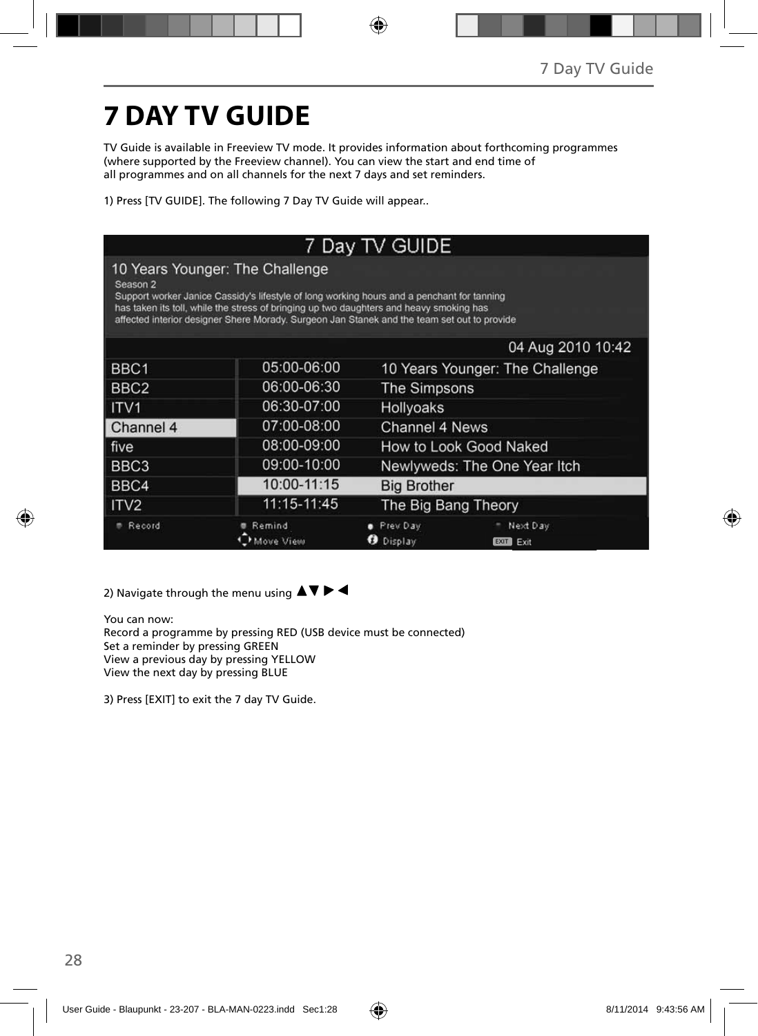# 7 DAY TV GUIDE

TV Guide is available in Freeview TV mode. It provides information about forthcoming programmes (where supported by the Freeview channel). You can view the start and end time of all programmes and on all channels for the next 7 days and set reminders.

1) Press [TV GUIDE]. The following 7 Day TV Guide will appear..

2) Navigate through the menu using ▲▼ ▶ ◀

You can now:
Record a programme by pressing RED (USB device must be connected)
Set a reminder by pressing GREEN
View a previous day by pressing YELLOW
View the next day by pressing BLUE

3) Press [EXIT] to exit the 7 day TV Guide.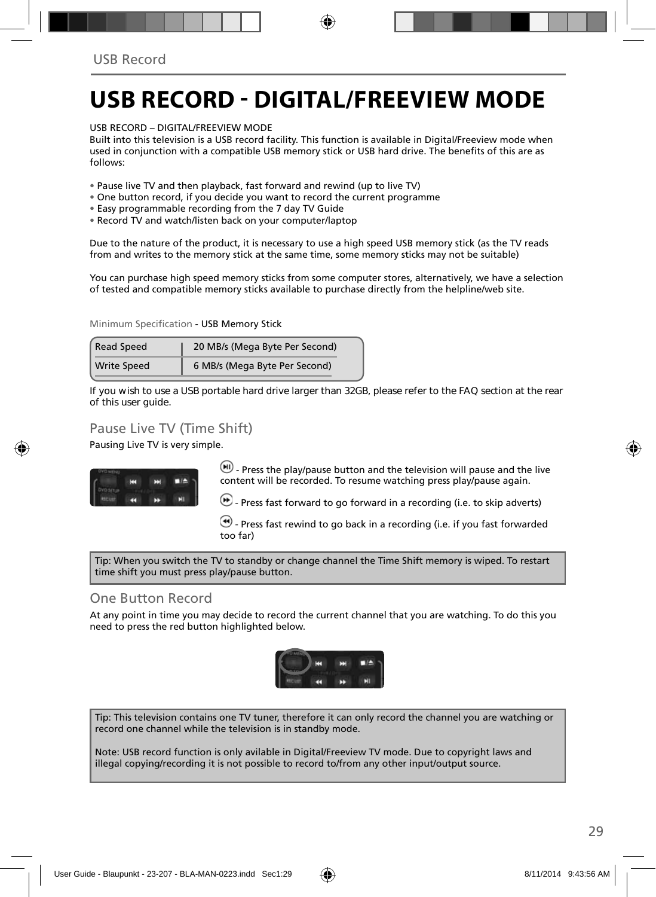# USB RECORD - DIGITAL/FREEVIEW MODE

USB RECORD – DIGITAL/FREEVIEW MODE
Built into this television is a USB record facility. This function is available in Digital/Freeview mode when used in conjunction with a compatible USB memory stick or USB hard drive. The benefits of this are as follows:

- Pause live TV and then playback, fast forward and rewind (up to live TV)
- One button record, if you decide you want to record the current programme
- Easy programmable recording from the 7 day TV Guide
- Record TV and watch/listen back on your computer/laptop

Due to the nature of the product, it is necessary to use a high speed USB memory stick (as the TV reads from and writes to the memory stick at the same time, some memory sticks may not be suitable)

You can purchase high speed memory sticks from some computer stores, alternatively, we have a selection of tested and compatible memory sticks available to purchase directly from the helpline/web site.

Minimum Specification - USB Memory Stick

| Read Speed | 20 MB/s (Mega Byte Per Second) |
| --- | --- |
| Write Speed | 6 MB/s (Mega Byte Per Second) |

If you wish to use a USB portable hard drive larger than 32GB, please refer to the FAQ section at the rear of this user guide.

## Pause Live TV (Time Shift)

Pausing Live TV is very simple.

- Press the play/pause button and the television will pause and the live content will be recorded. To resume watching press play/pause again.

- Press fast forward to go forward in a recording (i.e. to skip adverts)

- Press fast rewind to go back in a recording (i.e. if you fast forwarded too far)

Tip: When you switch the TV to standby or change channel the Time Shift memory is wiped. To restart time shift you must press play/pause button.

## One Button Record

At any point in time you may decide to record the current channel that you are watching. To do this you need to press the red button highlighted below.

Tip: This television contains one TV tuner, therefore it can only record the channel you are watching or record one channel while the television is in standby mode.

Note: USB record function is only avilable in Digital/Freeview TV mode. Due to copyright laws and illegal copying/recording it is not possible to record to/from any other input/output source.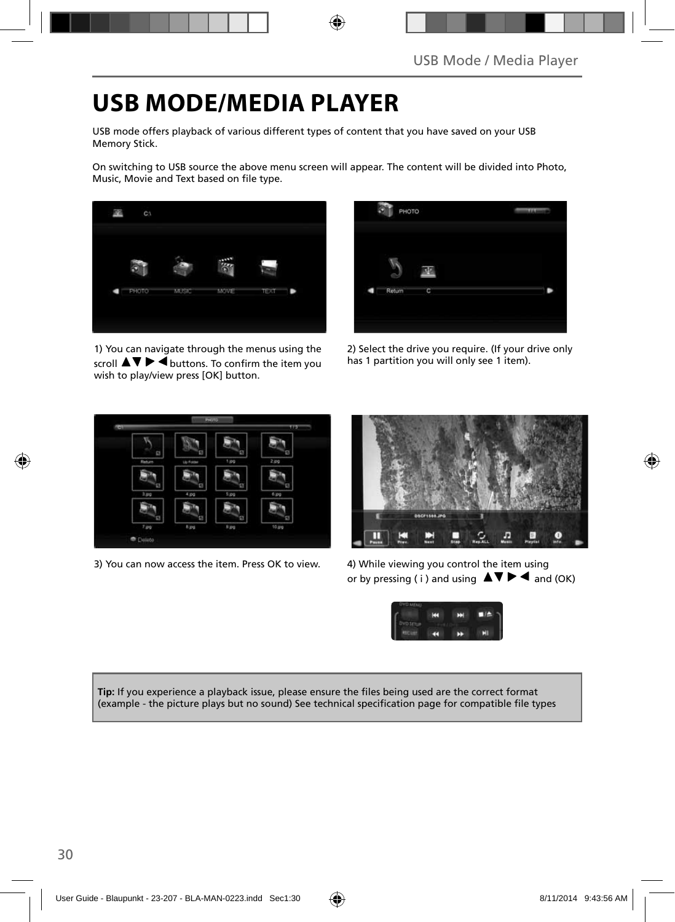# USB MODE/MEDIA PLAYER

USB mode offers playback of various different types of content that you have saved on your USB Memory Stick.

On switching to USB source the above menu screen will appear. The content will be divided into Photo, Music, Movie and Text based on file type.

1) You can navigate through the menus using the scroll ▲▼ ▶ ◀ buttons. To confirm the item you wish to play/view press [OK] button.

2) Select the drive you require. (If your drive only has 1 partition you will only see 1 item).

3) You can now access the item. Press OK to view.

4) While viewing you control the item using or by pressing ( i ) and using ▲▼ ▶ ◀ and (OK)

**Tip:** If you experience a playback issue, please ensure the files being used are the correct format (example - the picture plays but no sound) See technical specification page for compatible file types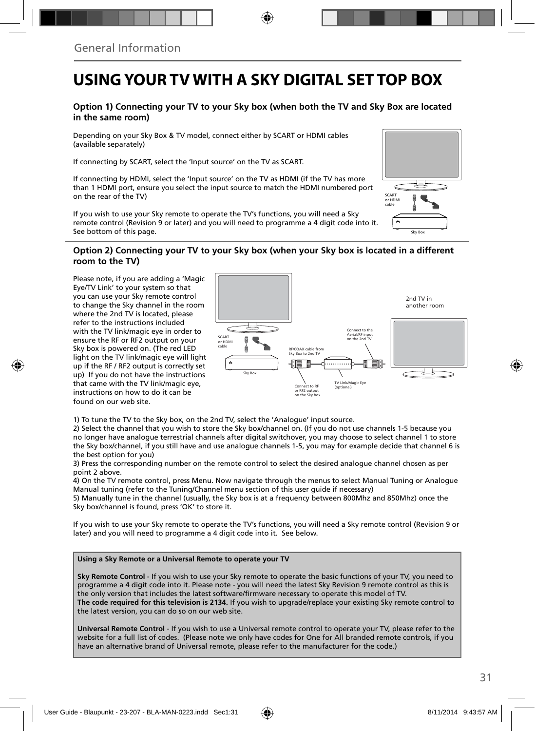General Information

# USING YOUR TV WITH A SKY DIGITAL SET TOP BOX

### Option 1) Connecting your TV to your Sky box (when both the TV and Sky Box are located in the same room)

Depending on your Sky Box & TV model, connect either by SCART or HDMI cables (available separately)

If connecting by SCART, select the 'Input source' on the TV as SCART.

If connecting by HDMI, select the 'Input source' on the TV as HDMI (if the TV has more than 1 HDMI port, ensure you select the input source to match the HDMI numbered port on the rear of the TV)

If you wish to use your Sky remote to operate the TV's functions, you will need a Sky remote control (Revision 9 or later) and you will need to programme a 4 digit code into it. See bottom of this page.

SCART or HDMI cable

Sky Box

### Option 2) Connecting your TV to your Sky box (when your Sky box is located in a different room to the TV)

Please note, if you are adding a 'Magic Eye/TV Link' to your system so that you can use your Sky remote control to change the Sky channel in the room where the 2nd TV is located, please refer to the instructions included with the TV link/magic eye in order to ensure the RF or RF2 output on your Sky box is powered on. (The red LED light on the TV link/magic eye will light up if the RF / RF2 output is correctly set up) If you do not have the instructions that came with the TV link/magic eye, instructions on how to do it can be found on our web site.

2nd TV in another room

SCART or HDMI cable

Sky Box

RF/COAX cable from Sky Box to 2nd TV

Connect to the Aerial/RF input on the 2nd TV

Connect to RF or RF2 output on the Sky box

TV Link/Magic Eye (optional)

1) To tune the TV to the Sky box, on the 2nd TV, select the 'Analogue' input source.
2) Select the channel that you wish to store the Sky box/channel on. (If you do not use channels 1-5 because you no longer have analogue terrestrial channels after digital switchover, you may choose to select channel 1 to store the Sky box/channel, if you still have and use analogue channels 1-5, you may for example decide that channel 6 is the best option for you)
3) Press the corresponding number on the remote control to select the desired analogue channel chosen as per point 2 above.
4) On the TV remote control, press Menu. Now navigate through the menus to select Manual Tuning or Analogue Manual tuning (refer to the Tuning/Channel menu section of this user guide if necessary)
5) Manually tune in the channel (usually, the Sky box is at a frequency between 800Mhz and 850Mhz) once the Sky box/channel is found, press 'OK' to store it.

If you wish to use your Sky remote to operate the TV's functions, you will need a Sky remote control (Revision 9 or later) and you will need to programme a 4 digit code into it. See below.

**Using a Sky Remote or a Universal Remote to operate your TV**

**Sky Remote Control** - If you wish to use your Sky remote to operate the basic functions of your TV, you need to programme a 4 digit code into it. Please note - you will need the latest Sky Revision 9 remote control as this is the only version that includes the latest software/firmware necessary to operate this model of TV.
**The code required for this television is 2134.** If you wish to upgrade/replace your existing Sky remote control to the latest version, you can do so on our web site.

**Universal Remote Control** - If you wish to use a Universal remote control to operate your TV, please refer to the website for a full list of codes. (Please note we only have codes for One for All branded remote controls, if you have an alternative brand of Universal remote, please refer to the manufacturer for the code.)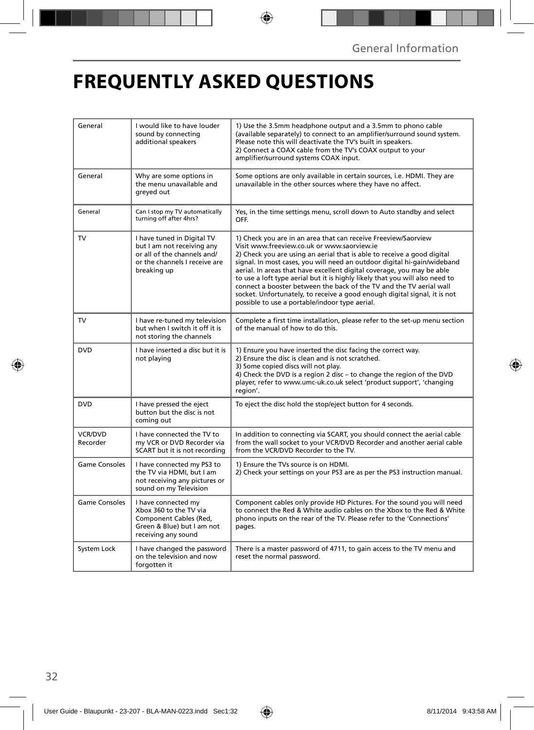# FREQUENTLY ASKED QUESTIONS

| | | |
|---|---|---|
| General | I would like to have louder sound by connecting additional speakers | 1) Use the 3.5mm headphone output and a 3.5mm to phono cable (available separately) to connect to an amplifier/surround sound system. Please note this will deactivate the TV's built in speakers.<br>2) Connect a COAX cable from the TV's COAX output to your amplifier/surround systems COAX input. |
| General | Why are some options in the menu unavailable and greyed out | Some options are only available in certain sources, i.e. HDMI. They are unavailable in the other sources where they have no affect. |
| General | Can I stop my TV automatically turning off after 4hrs? | Yes, in the time settings menu, scroll down to Auto standby and select OFF. |
| TV | I have tuned in Digital TV but I am not receiving any or all of the channels and/or the channels I receive are breaking up | 1) Check you are in an area that can receive Freeview/Saorview Visit www.freeview.co.uk or www.saorview.ie<br>2) Check you are using an aerial that is able to receive a good digital signal. In most cases, you will need an outdoor digital hi-gain/wideband aerial. In areas that have excellent digital coverage, you may be able to use a loft type aerial but it is highly likely that you will also need to connect a booster between the back of the TV and the TV aerial wall socket. Unfortunately, to receive a good enough digital signal, it is not possible to use a portable/indoor type aerial. |
| TV | I have re-tuned my television but when I switch it off it is not storing the channels | Complete a first time installation, please refer to the set-up menu section of the manual of how to do this. |
| DVD | I have inserted a disc but it is not playing | 1) Ensure you have inserted the disc facing the correct way.<br>2) Ensure the disc is clean and is not scratched.<br>3) Some copied discs will not play.<br>4) Check the DVD is a region 2 disc – to change the region of the DVD player, refer to www.umc-uk.co.uk select 'product support', 'changing region'. |
| DVD | I have pressed the eject button but the disc is not coming out | To eject the disc hold the stop/eject button for 4 seconds. |
| VCR/DVD Recorder | I have connected the TV to my VCR or DVD Recorder via SCART but it is not recording | In addition to connecting via SCART, you should connect the aerial cable from the wall socket to your VCR/DVD Recorder and another aerial cable from the VCR/DVD Recorder to the TV. |
| Game Consoles | I have connected my PS3 to the TV via HDMI, but I am not receiving any pictures or sound on my Television | 1) Ensure the TVs source is on HDMI.<br>2) Check your settings on your PS3 are as per the PS3 instruction manual. |
| Game Consoles | I have connected my Xbox 360 to the TV via Component Cables (Red, Green & Blue) but I am not receiving any sound | Component cables only provide HD Pictures. For the sound you will need to connect the Red & White audio cables on the Xbox to the Red & White phono inputs on the rear of the TV. Please refer to the 'Connections' pages. |
| System Lock | I have changed the password on the television and now forgotten it | There is a master password of 4711, to gain access to the TV menu and reset the normal password. |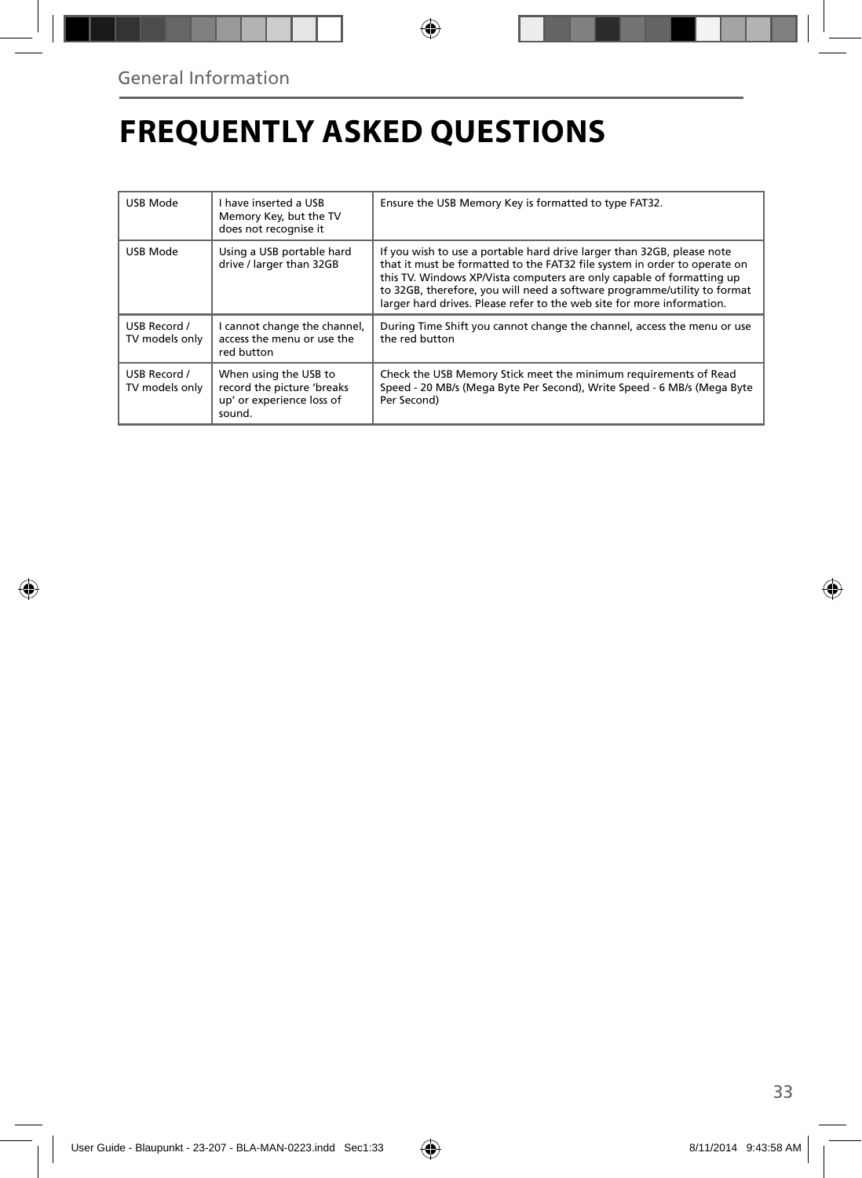General Information

# FREQUENTLY ASKED QUESTIONS

| | | |
|---|---|---|
| USB Mode | I have inserted a USB Memory Key, but the TV does not recognise it | Ensure the USB Memory Key is formatted to type FAT32. |
| USB Mode | Using a USB portable hard drive / larger than 32GB | If you wish to use a portable hard drive larger than 32GB, please note that it must be formatted to the FAT32 file system in order to operate on this TV. Windows XP/Vista computers are only capable of formatting up to 32GB, therefore, you will need a software programme/utility to format larger hard drives. Please refer to the web site for more information. |
| USB Record / TV models only | I cannot change the channel, access the menu or use the red button | During Time Shift you cannot change the channel, access the menu or use the red button |
| USB Record / TV models only | When using the USB to record the picture 'breaks up' or experience loss of sound. | Check the USB Memory Stick meet the minimum requirements of Read Speed - 20 MB/s (Mega Byte Per Second), Write Speed - 6 MB/s (Mega Byte Per Second) |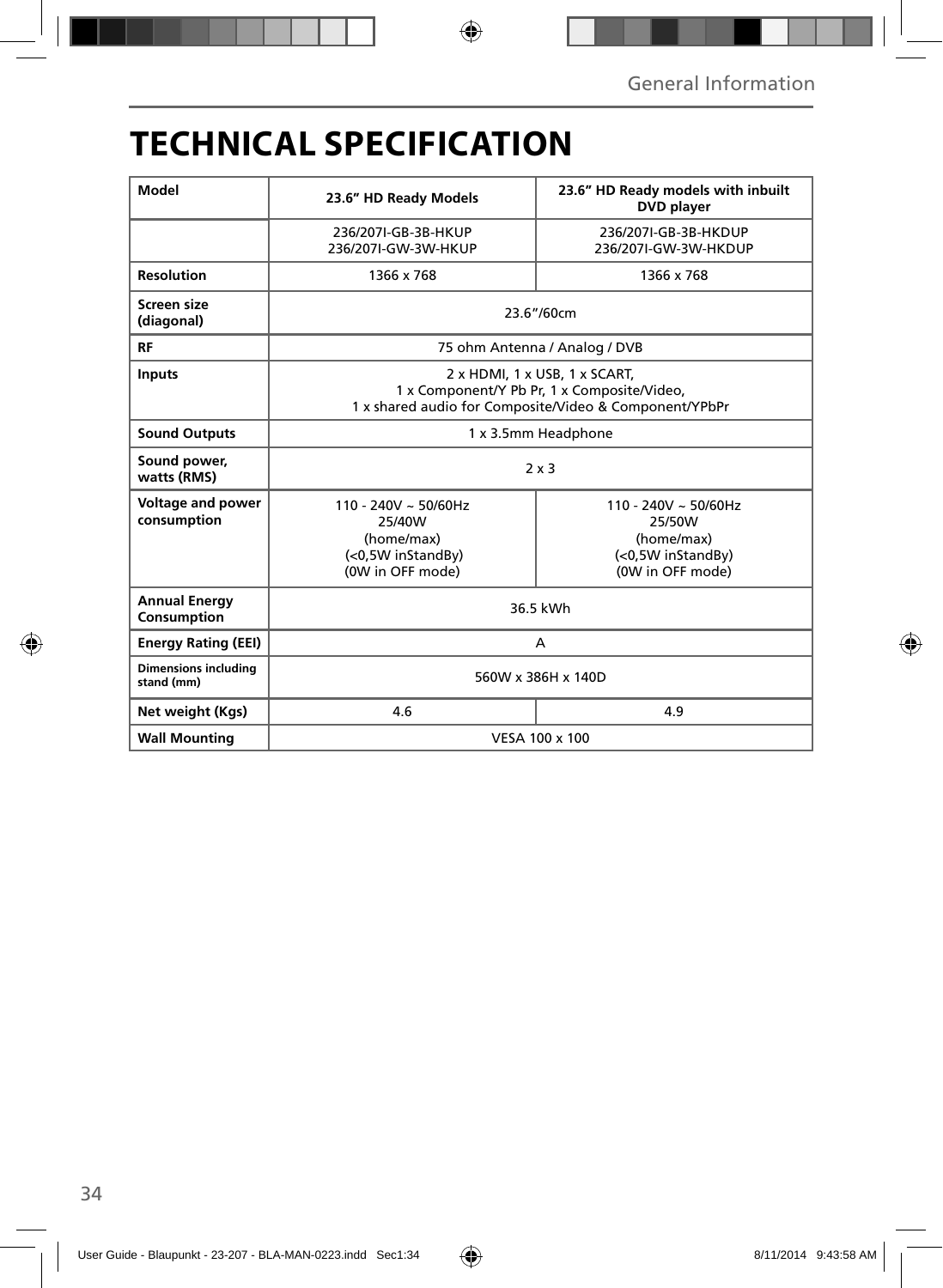# TECHNICAL SPECIFICATION

| Model | 23.6" HD Ready Models | 23.6" HD Ready models with inbuilt DVD player |
|---|---|---|
| | 236/207I-GB-3B-HKUP<br>236/207I-GW-3W-HKUP | 236/207I-GB-3B-HKDUP<br>236/207I-GW-3W-HKDUP |
| Resolution | 1366 x 768 | 1366 x 768 |
| Screen size (diagonal) | 23.6"/60cm | |
| RF | 75 ohm Antenna / Analog / DVB | |
| Inputs | 2 x HDMI, 1 x USB, 1 x SCART,<br>1 x Component/Y Pb Pr, 1 x Composite/Video,<br>1 x shared audio for Composite/Video & Component/YPbPr | |
| Sound Outputs | 1 x 3.5mm Headphone | |
| Sound power, watts (RMS) | 2 x 3 | |
| Voltage and power consumption | 110 - 240V ~ 50/60Hz<br>25/40W<br>(home/max)<br>(<0,5W inStandBy)<br>(0W in OFF mode) | 110 - 240V ~ 50/60Hz<br>25/50W<br>(home/max)<br>(<0,5W inStandBy)<br>(0W in OFF mode) |
| Annual Energy Consumption | 36.5 kWh | |
| Energy Rating (EEI) | A | |
| Dimensions including stand (mm) | 560W x 386H x 140D | |
| Net weight (Kgs) | 4.6 | 4.9 |
| Wall Mounting | VESA 100 x 100 | |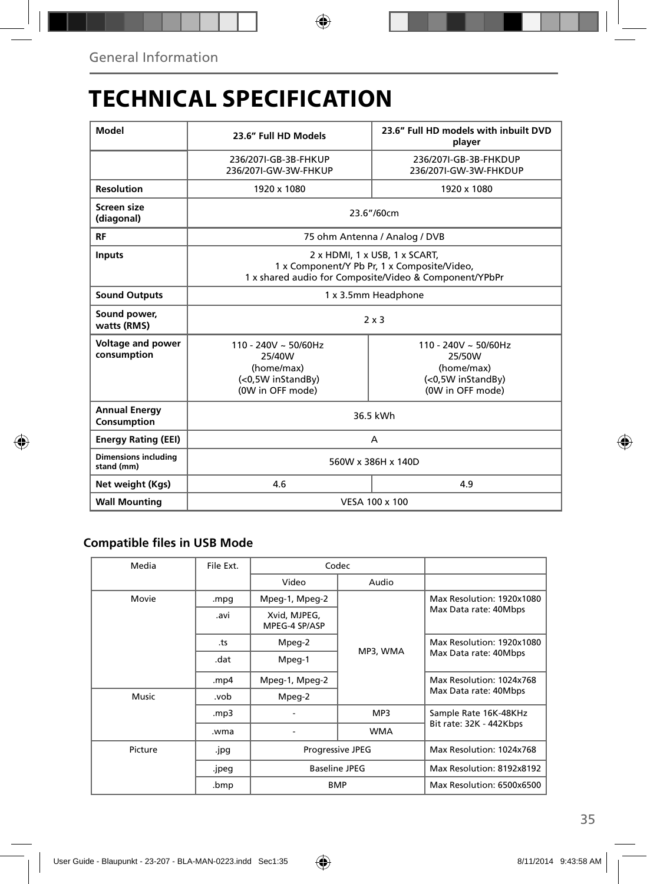# TECHNICAL SPECIFICATION

| Model | 23.6" Full HD Models | 23.6" Full HD models with inbuilt DVD player |
|---|---|---|
| | 236/207I-GB-3B-FHKUP<br>236/207I-GW-3W-FHKUP | 236/207I-GB-3B-FHKDUP<br>236/207I-GW-3W-FHKDUP |
| **Resolution** | 1920 x 1080 | 1920 x 1080 |
| **Screen size (diagonal)** | 23.6"/60cm | |
| **RF** | 75 ohm Antenna / Analog / DVB | |
| **Inputs** | 2 x HDMI, 1 x USB, 1 x SCART,<br>1 x Component/Y Pb Pr, 1 x Composite/Video,<br>1 x shared audio for Composite/Video & Component/YPbPr | |
| **Sound Outputs** | 1 x 3.5mm Headphone | |
| **Sound power, watts (RMS)** | 2 x 3 | |
| **Voltage and power consumption** | 110 - 240V ~ 50/60Hz<br>25/40W<br>(home/max)<br>(<0,5W inStandBy)<br>(0W in OFF mode) | 110 - 240V ~ 50/60Hz<br>25/50W<br>(home/max)<br>(<0,5W inStandBy)<br>(0W in OFF mode) |
| **Annual Energy Consumption** | 36.5 kWh | |
| **Energy Rating (EEI)** | A | |
| **Dimensions including stand (mm)** | 560W x 386H x 140D | |
| **Net weight (Kgs)** | 4.6 | 4.9 |
| **Wall Mounting** | VESA 100 x 100 | |

## Compatible files in USB Mode

| Media | File Ext. | Codec | | |
|---|---|---|---|---|
| | | Video | Audio | |
| Movie | .mpg | Mpeg-1, Mpeg-2 | MP3, WMA | Max Resolution: 1920x1080<br>Max Data rate: 40Mbps |
| | .avi | Xvid, MJPEG, MPEG-4 SP/ASP | | |
| | .ts | Mpeg-2 | | Max Resolution: 1920x1080<br>Max Data rate: 40Mbps |
| | .dat | Mpeg-1 | | |
| | .mp4 | Mpeg-1, Mpeg-2 | | Max Resolution: 1024x768<br>Max Data rate: 40Mbps |
| Music | .vob | Mpeg-2 | | |
| | .mp3 | - | MP3 | Sample Rate 16K-48KHz<br>Bit rate: 32K - 442Kbps |
| | .wma | - | WMA | |
| Picture | .jpg | Progressive JPEG | | Max Resolution: 1024x768 |
| | .jpeg | Baseline JPEG | | Max Resolution: 8192x8192 |
| | .bmp | BMP | | Max Resolution: 6500x6500 |